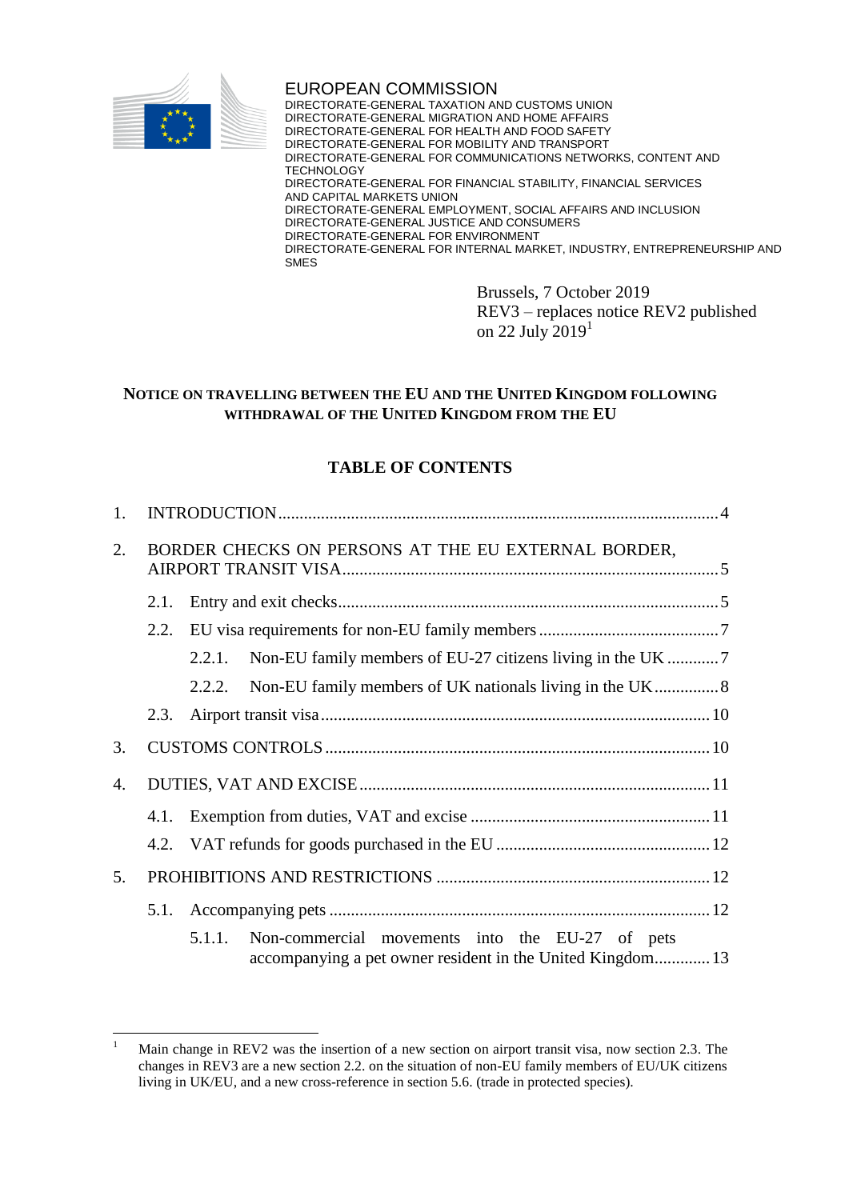EUROPEAN COMMISSION
DIRECTORATE-GENERAL TAXATION AND CUSTOMS UNION
DIRECTORATE-GENERAL MIGRATION AND HOME AFFAIRS
DIRECTORATE-GENERAL FOR HEALTH AND FOOD SAFETY
DIRECTORATE-GENERAL FOR MOBILITY AND TRANSPORT
DIRECTORATE-GENERAL FOR COMMUNICATIONS NETWORKS, CONTENT AND TECHNOLOGY
DIRECTORATE-GENERAL FOR FINANCIAL STABILITY, FINANCIAL SERVICES AND CAPITAL MARKETS UNION
DIRECTORATE-GENERAL EMPLOYMENT, SOCIAL AFFAIRS AND INCLUSION
DIRECTORATE-GENERAL JUSTICE AND CONSUMERS
DIRECTORATE-GENERAL FOR ENVIRONMENT
DIRECTORATE-GENERAL FOR INTERNAL MARKET, INDUSTRY, ENTREPRENEURSHIP AND SMES

Brussels, 7 October 2019
REV3 – replaces notice REV2 published on 22 July 2019[1]

# NOTICE ON TRAVELLING BETWEEN THE EU AND THE UNITED KINGDOM FOLLOWING WITHDRAWAL OF THE UNITED KINGDOM FROM THE EU

## TABLE OF CONTENTS

1. INTRODUCTION ..... 4
2. BORDER CHECKS ON PERSONS AT THE EU EXTERNAL BORDER, AIRPORT TRANSIT VISA ..... 5
   - 2.1. Entry and exit checks ..... 5
   - 2.2. EU visa requirements for non-EU family members ..... 7
     - 2.2.1. Non-EU family members of EU-27 citizens living in the UK ..... 7
     - 2.2.2. Non-EU family members of UK nationals living in the UK ..... 8
   - 2.3. Airport transit visa ..... 10
3. CUSTOMS CONTROLS ..... 10
4. DUTIES, VAT AND EXCISE ..... 11
   - 4.1. Exemption from duties, VAT and excise ..... 11
   - 4.2. VAT refunds for goods purchased in the EU ..... 12
5. PROHIBITIONS AND RESTRICTIONS ..... 12
   - 5.1. Accompanying pets ..... 12
     - 5.1.1. Non-commercial movements into the EU-27 of pets accompanying a pet owner resident in the United Kingdom ..... 13

---

[1] Main change in REV2 was the insertion of a new section on airport transit visa, now section 2.3. The changes in REV3 are a new section 2.2. on the situation of non-EU family members of EU/UK citizens living in UK/EU, and a new cross-reference in section 5.6. (trade in protected species).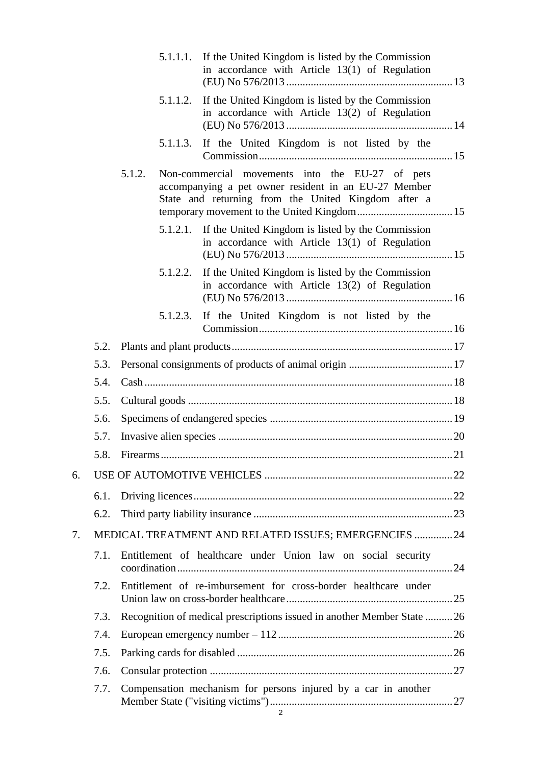5.1.1.1. If the United Kingdom is listed by the Commission in accordance with Article 13(1) of Regulation (EU) No 576/2013 ... 13

5.1.1.2. If the United Kingdom is listed by the Commission in accordance with Article 13(2) of Regulation (EU) No 576/2013 ... 14

5.1.1.3. If the United Kingdom is not listed by the Commission ... 15

5.1.2. Non-commercial movements into the EU-27 of pets accompanying a pet owner resident in an EU-27 Member State and returning from the United Kingdom after a temporary movement to the United Kingdom ... 15

5.1.2.1. If the United Kingdom is listed by the Commission in accordance with Article 13(1) of Regulation (EU) No 576/2013 ... 15

5.1.2.2. If the United Kingdom is listed by the Commission in accordance with Article 13(2) of Regulation (EU) No 576/2013 ... 16

5.1.2.3. If the United Kingdom is not listed by the Commission ... 16

5.2. Plants and plant products ... 17

5.3. Personal consignments of products of animal origin ... 17

5.4. Cash ... 18

5.5. Cultural goods ... 18

5.6. Specimens of endangered species ... 19

5.7. Invasive alien species ... 20

5.8. Firearms ... 21

6. USE OF AUTOMOTIVE VEHICLES ... 22

6.1. Driving licences ... 22

6.2. Third party liability insurance ... 23

7. MEDICAL TREATMENT AND RELATED ISSUES; EMERGENCIES ... 24

7.1. Entitlement of healthcare under Union law on social security coordination ... 24

7.2. Entitlement of re-imbursement for cross-border healthcare under Union law on cross-border healthcare ... 25

7.3. Recognition of medical prescriptions issued in another Member State ... 26

7.4. European emergency number – 112 ... 26

7.5. Parking cards for disabled ... 26

7.6. Consular protection ... 27

7.7. Compensation mechanism for persons injured by a car in another Member State ("visiting victims") ... 27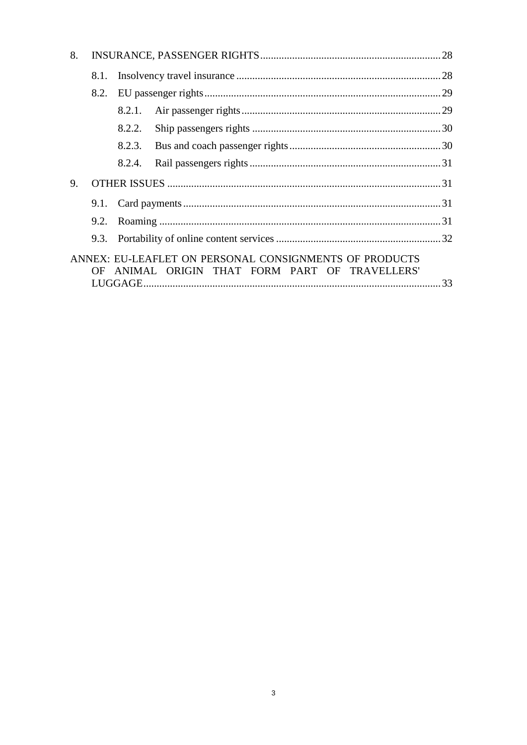8. INSURANCE, PASSENGER RIGHTS .......... 28

   8.1. Insolvency travel insurance .......... 28

   8.2. EU passenger rights .......... 29

      8.2.1. Air passenger rights .......... 29

      8.2.2. Ship passengers rights .......... 30

      8.2.3. Bus and coach passenger rights .......... 30

      8.2.4. Rail passengers rights .......... 31

9. OTHER ISSUES .......... 31

   9.1. Card payments .......... 31

   9.2. Roaming .......... 31

   9.3. Portability of online content services .......... 32

ANNEX: EU-LEAFLET ON PERSONAL CONSIGNMENTS OF PRODUCTS OF ANIMAL ORIGIN THAT FORM PART OF TRAVELLERS' LUGGAGE .......... 33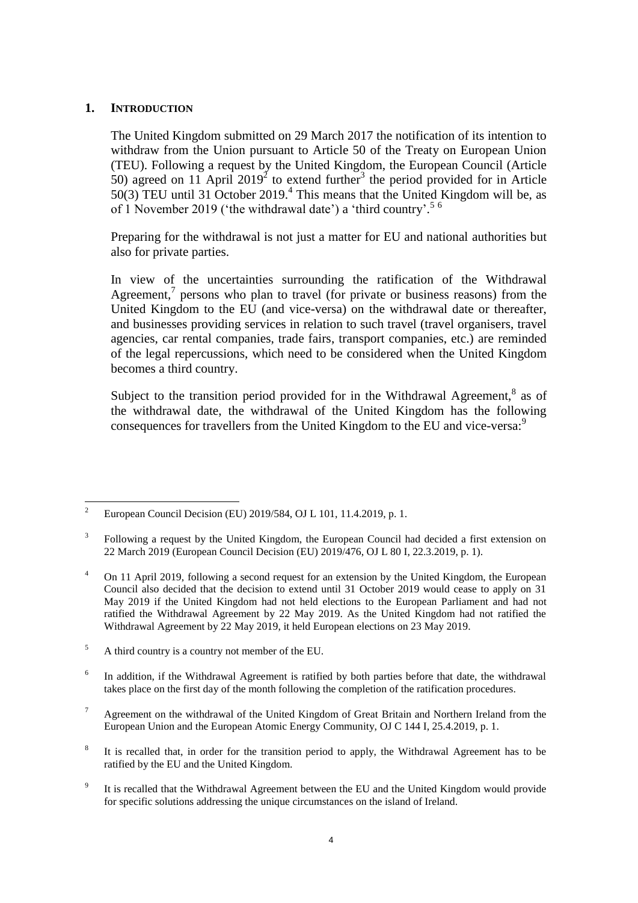## 1. INTRODUCTION

The United Kingdom submitted on 29 March 2017 the notification of its intention to withdraw from the Union pursuant to Article 50 of the Treaty on European Union (TEU). Following a request by the United Kingdom, the European Council (Article 50) agreed on 11 April 2019[2] to extend further[3] the period provided for in Article 50(3) TEU until 31 October 2019.[4] This means that the United Kingdom will be, as of 1 November 2019 ('the withdrawal date') a 'third country'.[5] [6]

Preparing for the withdrawal is not just a matter for EU and national authorities but also for private parties.

In view of the uncertainties surrounding the ratification of the Withdrawal Agreement,[7] persons who plan to travel (for private or business reasons) from the United Kingdom to the EU (and vice-versa) on the withdrawal date or thereafter, and businesses providing services in relation to such travel (travel organisers, travel agencies, car rental companies, trade fairs, transport companies, etc.) are reminded of the legal repercussions, which need to be considered when the United Kingdom becomes a third country.

Subject to the transition period provided for in the Withdrawal Agreement,[8] as of the withdrawal date, the withdrawal of the United Kingdom has the following consequences for travellers from the United Kingdom to the EU and vice-versa:[9]

---

[2] European Council Decision (EU) 2019/584, OJ L 101, 11.4.2019, p. 1.

[3] Following a request by the United Kingdom, the European Council had decided a first extension on 22 March 2019 (European Council Decision (EU) 2019/476, OJ L 80 I, 22.3.2019, p. 1).

[4] On 11 April 2019, following a second request for an extension by the United Kingdom, the European Council also decided that the decision to extend until 31 October 2019 would cease to apply on 31 May 2019 if the United Kingdom had not held elections to the European Parliament and had not ratified the Withdrawal Agreement by 22 May 2019. As the United Kingdom had not ratified the Withdrawal Agreement by 22 May 2019, it held European elections on 23 May 2019.

[5] A third country is a country not member of the EU.

[6] In addition, if the Withdrawal Agreement is ratified by both parties before that date, the withdrawal takes place on the first day of the month following the completion of the ratification procedures.

[7] Agreement on the withdrawal of the United Kingdom of Great Britain and Northern Ireland from the European Union and the European Atomic Energy Community, OJ C 144 I, 25.4.2019, p. 1.

[8] It is recalled that, in order for the transition period to apply, the Withdrawal Agreement has to be ratified by the EU and the United Kingdom.

[9] It is recalled that the Withdrawal Agreement between the EU and the United Kingdom would provide for specific solutions addressing the unique circumstances on the island of Ireland.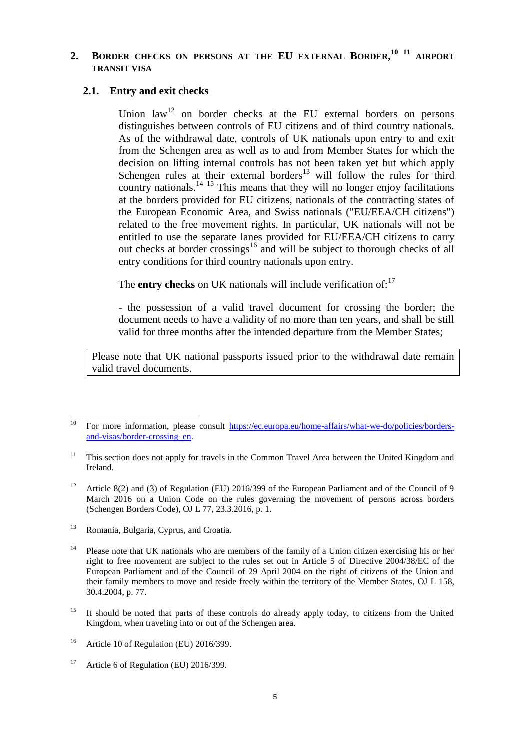## 2. Border checks on persons at the EU external Border,[10] [11] airport transit visa

### 2.1. Entry and exit checks

Union law[12] on border checks at the EU external borders on persons distinguishes between controls of EU citizens and of third country nationals. As of the withdrawal date, controls of UK nationals upon entry to and exit from the Schengen area as well as to and from Member States for which the decision on lifting internal controls has not been taken yet but which apply Schengen rules at their external borders[13] will follow the rules for third country nationals.[14] [15] This means that they will no longer enjoy facilitations at the borders provided for EU citizens, nationals of the contracting states of the European Economic Area, and Swiss nationals ("EU/EEA/CH citizens") related to the free movement rights. In particular, UK nationals will not be entitled to use the separate lanes provided for EU/EEA/CH citizens to carry out checks at border crossings[16] and will be subject to thorough checks of all entry conditions for third country nationals upon entry.

The **entry checks** on UK nationals will include verification of:[17]

- the possession of a valid travel document for crossing the border; the document needs to have a validity of no more than ten years, and shall be still valid for three months after the intended departure from the Member States;

> Please note that UK national passports issued prior to the withdrawal date remain valid travel documents.

---

[10] For more information, please consult https://ec.europa.eu/home-affairs/what-we-do/policies/borders-and-visas/border-crossing_en.

[11] This section does not apply for travels in the Common Travel Area between the United Kingdom and Ireland.

[12] Article 8(2) and (3) of Regulation (EU) 2016/399 of the European Parliament and of the Council of 9 March 2016 on a Union Code on the rules governing the movement of persons across borders (Schengen Borders Code), OJ L 77, 23.3.2016, p. 1.

[13] Romania, Bulgaria, Cyprus, and Croatia.

[14] Please note that UK nationals who are members of the family of a Union citizen exercising his or her right to free movement are subject to the rules set out in Article 5 of Directive 2004/38/EC of the European Parliament and of the Council of 29 April 2004 on the right of citizens of the Union and their family members to move and reside freely within the territory of the Member States, OJ L 158, 30.4.2004, p. 77.

[15] It should be noted that parts of these controls do already apply today, to citizens from the United Kingdom, when traveling into or out of the Schengen area.

[16] Article 10 of Regulation (EU) 2016/399.

[17] Article 6 of Regulation (EU) 2016/399.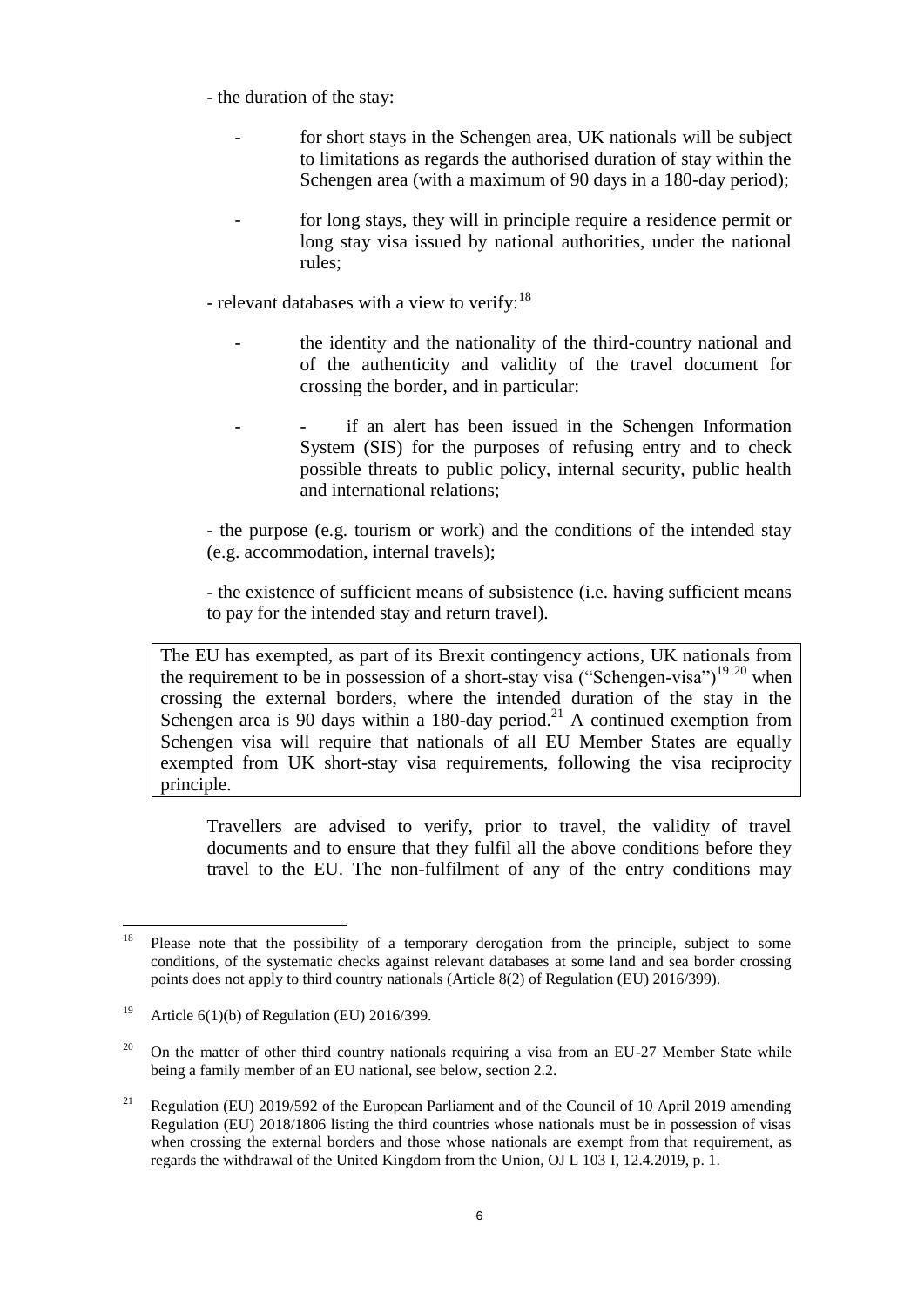- the duration of the stay:

  - for short stays in the Schengen area, UK nationals will be subject to limitations as regards the authorised duration of stay within the Schengen area (with a maximum of 90 days in a 180-day period);

  - for long stays, they will in principle require a residence permit or long stay visa issued by national authorities, under the national rules;

- relevant databases with a view to verify:[18]

  - the identity and the nationality of the third-country national and of the authenticity and validity of the travel document for crossing the border, and in particular:

    - if an alert has been issued in the Schengen Information System (SIS) for the purposes of refusing entry and to check possible threats to public policy, internal security, public health and international relations;

- the purpose (e.g. tourism or work) and the conditions of the intended stay (e.g. accommodation, internal travels);

- the existence of sufficient means of subsistence (i.e. having sufficient means to pay for the intended stay and return travel).

> The EU has exempted, as part of its Brexit contingency actions, UK nationals from the requirement to be in possession of a short-stay visa ("Schengen-visa")[19] [20] when crossing the external borders, where the intended duration of the stay in the Schengen area is 90 days within a 180-day period.[21] A continued exemption from Schengen visa will require that nationals of all EU Member States are equally exempted from UK short-stay visa requirements, following the visa reciprocity principle.

Travellers are advised to verify, prior to travel, the validity of travel documents and to ensure that they fulfil all the above conditions before they travel to the EU. The non-fulfilment of any of the entry conditions may

---

[18] Please note that the possibility of a temporary derogation from the principle, subject to some conditions, of the systematic checks against relevant databases at some land and sea border crossing points does not apply to third country nationals (Article 8(2) of Regulation (EU) 2016/399).

[19] Article 6(1)(b) of Regulation (EU) 2016/399.

[20] On the matter of other third country nationals requiring a visa from an EU-27 Member State while being a family member of an EU national, see below, section 2.2.

[21] Regulation (EU) 2019/592 of the European Parliament and of the Council of 10 April 2019 amending Regulation (EU) 2018/1806 listing the third countries whose nationals must be in possession of visas when crossing the external borders and those whose nationals are exempt from that requirement, as regards the withdrawal of the United Kingdom from the Union, OJ L 103 I, 12.4.2019, p. 1.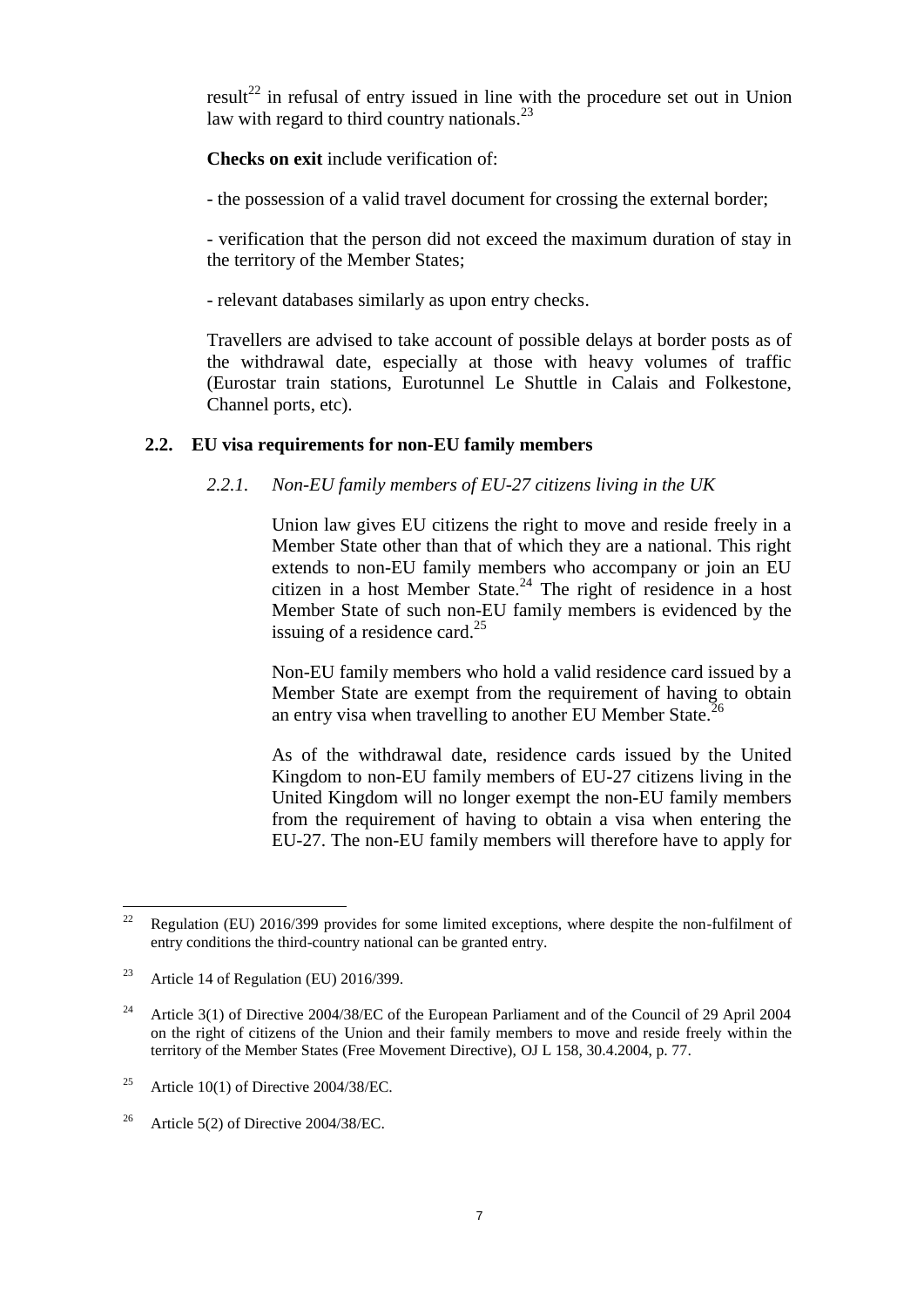result[22] in refusal of entry issued in line with the procedure set out in Union law with regard to third country nationals.[23]

**Checks on exit** include verification of:

- the possession of a valid travel document for crossing the external border;

- verification that the person did not exceed the maximum duration of stay in the territory of the Member States;

- relevant databases similarly as upon entry checks.

Travellers are advised to take account of possible delays at border posts as of the withdrawal date, especially at those with heavy volumes of traffic (Eurostar train stations, Eurotunnel Le Shuttle in Calais and Folkestone, Channel ports, etc).

## 2.2. EU visa requirements for non-EU family members

### *2.2.1. Non-EU family members of EU-27 citizens living in the UK*

Union law gives EU citizens the right to move and reside freely in a Member State other than that of which they are a national. This right extends to non-EU family members who accompany or join an EU citizen in a host Member State.[24] The right of residence in a host Member State of such non-EU family members is evidenced by the issuing of a residence card.[25]

Non-EU family members who hold a valid residence card issued by a Member State are exempt from the requirement of having to obtain an entry visa when travelling to another EU Member State.[26]

As of the withdrawal date, residence cards issued by the United Kingdom to non-EU family members of EU-27 citizens living in the United Kingdom will no longer exempt the non-EU family members from the requirement of having to obtain a visa when entering the EU-27. The non-EU family members will therefore have to apply for

---

[22] Regulation (EU) 2016/399 provides for some limited exceptions, where despite the non-fulfilment of entry conditions the third-country national can be granted entry.

[23] Article 14 of Regulation (EU) 2016/399.

[24] Article 3(1) of Directive 2004/38/EC of the European Parliament and of the Council of 29 April 2004 on the right of citizens of the Union and their family members to move and reside freely within the territory of the Member States (Free Movement Directive), OJ L 158, 30.4.2004, p. 77.

[25] Article 10(1) of Directive 2004/38/EC.

[26] Article 5(2) of Directive 2004/38/EC.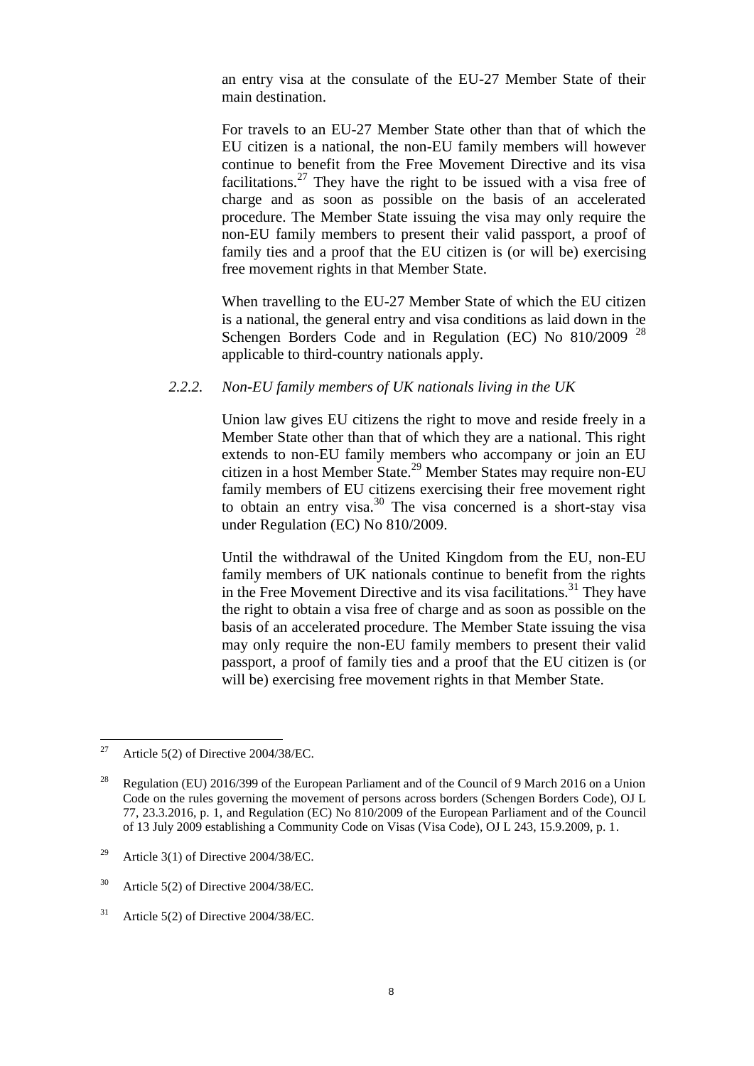an entry visa at the consulate of the EU-27 Member State of their main destination.

For travels to an EU-27 Member State other than that of which the EU citizen is a national, the non-EU family members will however continue to benefit from the Free Movement Directive and its visa facilitations.[27] They have the right to be issued with a visa free of charge and as soon as possible on the basis of an accelerated procedure. The Member State issuing the visa may only require the non-EU family members to present their valid passport, a proof of family ties and a proof that the EU citizen is (or will be) exercising free movement rights in that Member State.

When travelling to the EU-27 Member State of which the EU citizen is a national, the general entry and visa conditions as laid down in the Schengen Borders Code and in Regulation (EC) No 810/2009 [28] applicable to third-country nationals apply.

### *2.2.2. Non-EU family members of UK nationals living in the UK*

Union law gives EU citizens the right to move and reside freely in a Member State other than that of which they are a national. This right extends to non-EU family members who accompany or join an EU citizen in a host Member State.[29] Member States may require non-EU family members of EU citizens exercising their free movement right to obtain an entry visa.[30] The visa concerned is a short-stay visa under Regulation (EC) No 810/2009.

Until the withdrawal of the United Kingdom from the EU, non-EU family members of UK nationals continue to benefit from the rights in the Free Movement Directive and its visa facilitations.[31] They have the right to obtain a visa free of charge and as soon as possible on the basis of an accelerated procedure. The Member State issuing the visa may only require the non-EU family members to present their valid passport, a proof of family ties and a proof that the EU citizen is (or will be) exercising free movement rights in that Member State.

---

[27] Article 5(2) of Directive 2004/38/EC.

[28] Regulation (EU) 2016/399 of the European Parliament and of the Council of 9 March 2016 on a Union Code on the rules governing the movement of persons across borders (Schengen Borders Code), OJ L 77, 23.3.2016, p. 1, and Regulation (EC) No 810/2009 of the European Parliament and of the Council of 13 July 2009 establishing a Community Code on Visas (Visa Code), OJ L 243, 15.9.2009, p. 1.

[29] Article 3(1) of Directive 2004/38/EC.

[30] Article 5(2) of Directive 2004/38/EC.

[31] Article 5(2) of Directive 2004/38/EC.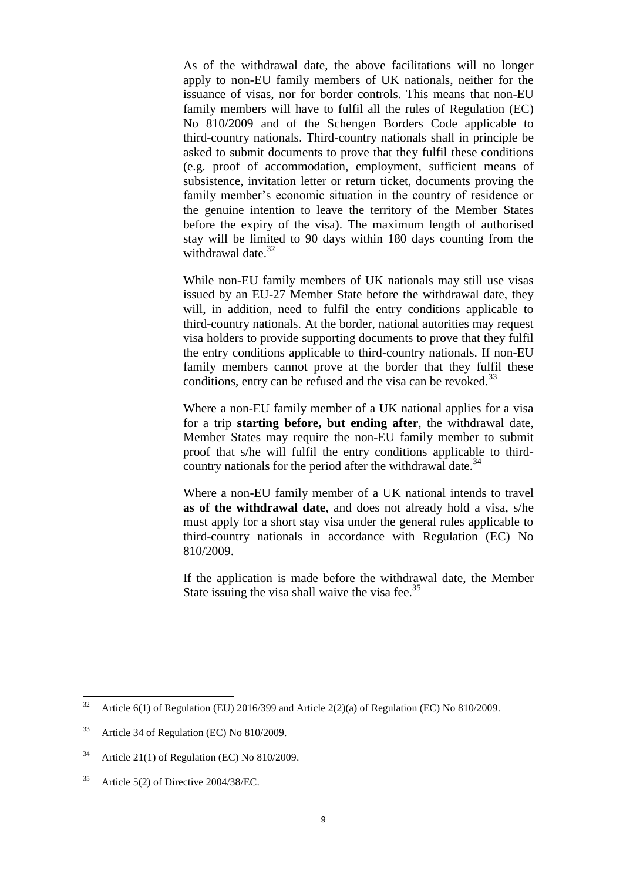As of the withdrawal date, the above facilitations will no longer apply to non-EU family members of UK nationals, neither for the issuance of visas, nor for border controls. This means that non-EU family members will have to fulfil all the rules of Regulation (EC) No 810/2009 and of the Schengen Borders Code applicable to third-country nationals. Third-country nationals shall in principle be asked to submit documents to prove that they fulfil these conditions (e.g. proof of accommodation, employment, sufficient means of subsistence, invitation letter or return ticket, documents proving the family member's economic situation in the country of residence or the genuine intention to leave the territory of the Member States before the expiry of the visa). The maximum length of authorised stay will be limited to 90 days within 180 days counting from the withdrawal date.[32]

While non-EU family members of UK nationals may still use visas issued by an EU-27 Member State before the withdrawal date, they will, in addition, need to fulfil the entry conditions applicable to third-country nationals. At the border, national autorities may request visa holders to provide supporting documents to prove that they fulfil the entry conditions applicable to third-country nationals. If non-EU family members cannot prove at the border that they fulfil these conditions, entry can be refused and the visa can be revoked.[33]

Where a non-EU family member of a UK national applies for a visa for a trip **starting before, but ending after**, the withdrawal date, Member States may require the non-EU family member to submit proof that s/he will fulfil the entry conditions applicable to third-country nationals for the period <u>after</u> the withdrawal date.[34]

Where a non-EU family member of a UK national intends to travel **as of the withdrawal date**, and does not already hold a visa, s/he must apply for a short stay visa under the general rules applicable to third-country nationals in accordance with Regulation (EC) No 810/2009.

If the application is made before the withdrawal date, the Member State issuing the visa shall waive the visa fee.[35]

---

[32] Article 6(1) of Regulation (EU) 2016/399 and Article 2(2)(a) of Regulation (EC) No 810/2009.

[33] Article 34 of Regulation (EC) No 810/2009.

[34] Article 21(1) of Regulation (EC) No 810/2009.

[35] Article 5(2) of Directive 2004/38/EC.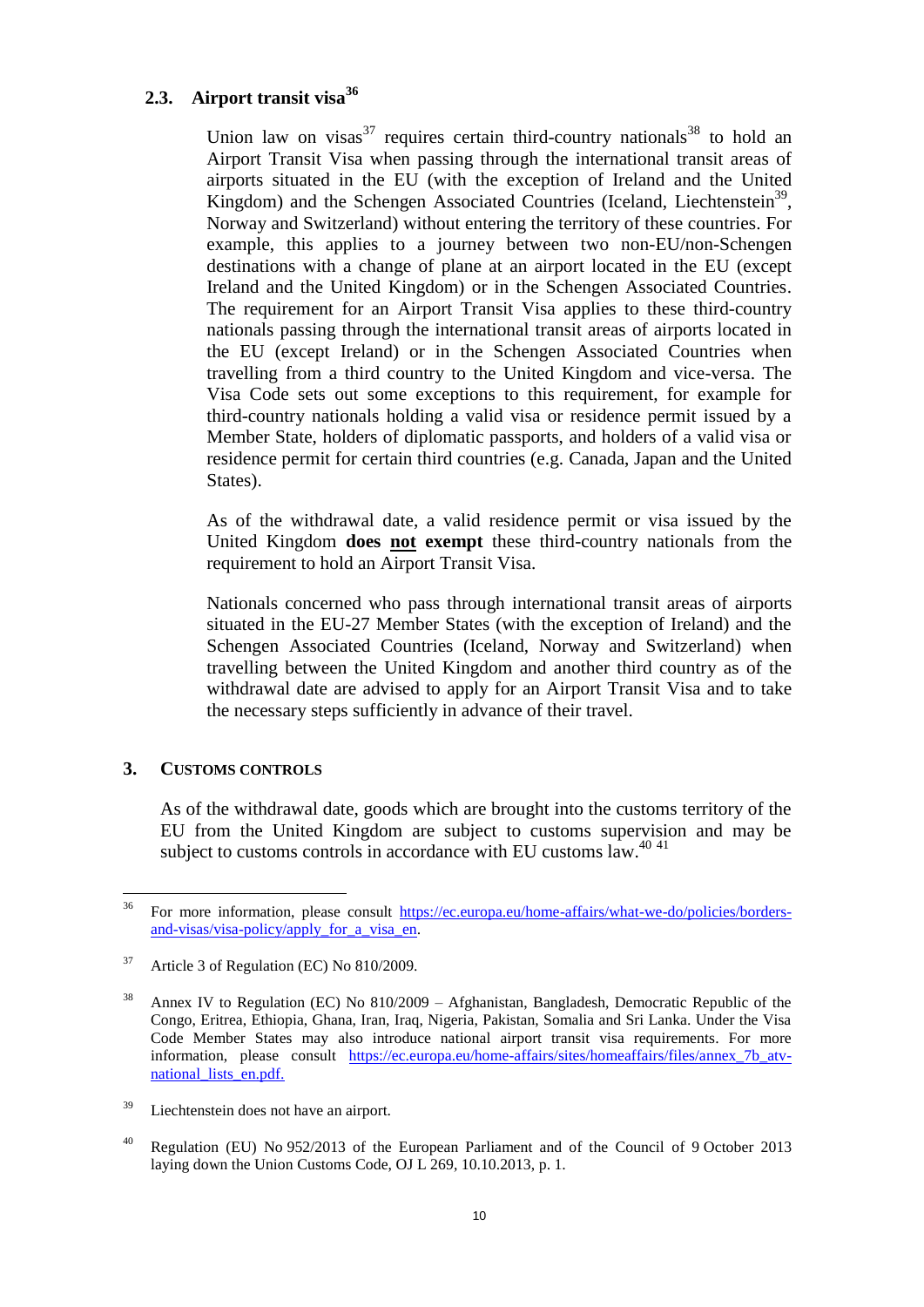### 2.3. Airport transit visa[36]

Union law on visas[37] requires certain third-country nationals[38] to hold an Airport Transit Visa when passing through the international transit areas of airports situated in the EU (with the exception of Ireland and the United Kingdom) and the Schengen Associated Countries (Iceland, Liechtenstein[39], Norway and Switzerland) without entering the territory of these countries. For example, this applies to a journey between two non-EU/non-Schengen destinations with a change of plane at an airport located in the EU (except Ireland and the United Kingdom) or in the Schengen Associated Countries. The requirement for an Airport Transit Visa applies to these third-country nationals passing through the international transit areas of airports located in the EU (except Ireland) or in the Schengen Associated Countries when travelling from a third country to the United Kingdom and vice-versa. The Visa Code sets out some exceptions to this requirement, for example for third-country nationals holding a valid visa or residence permit issued by a Member State, holders of diplomatic passports, and holders of a valid visa or residence permit for certain third countries (e.g. Canada, Japan and the United States).

As of the withdrawal date, a valid residence permit or visa issued by the United Kingdom **does <u>not</u> exempt** these third-country nationals from the requirement to hold an Airport Transit Visa.

Nationals concerned who pass through international transit areas of airports situated in the EU-27 Member States (with the exception of Ireland) and the Schengen Associated Countries (Iceland, Norway and Switzerland) when travelling between the United Kingdom and another third country as of the withdrawal date are advised to apply for an Airport Transit Visa and to take the necessary steps sufficiently in advance of their travel.

## 3. Customs controls

As of the withdrawal date, goods which are brought into the customs territory of the EU from the United Kingdom are subject to customs supervision and may be subject to customs controls in accordance with EU customs law.[40] [41]

---

[36] For more information, please consult https://ec.europa.eu/home-affairs/what-we-do/policies/borders-and-visas/visa-policy/apply_for_a_visa_en.

[37] Article 3 of Regulation (EC) No 810/2009.

[38] Annex IV to Regulation (EC) No 810/2009 – Afghanistan, Bangladesh, Democratic Republic of the Congo, Eritrea, Ethiopia, Ghana, Iran, Iraq, Nigeria, Pakistan, Somalia and Sri Lanka. Under the Visa Code Member States may also introduce national airport transit visa requirements. For more information, please consult https://ec.europa.eu/home-affairs/sites/homeaffairs/files/annex_7b_atv-national_lists_en.pdf.

[39] Liechtenstein does not have an airport.

[40] Regulation (EU) No 952/2013 of the European Parliament and of the Council of 9 October 2013 laying down the Union Customs Code, OJ L 269, 10.10.2013, p. 1.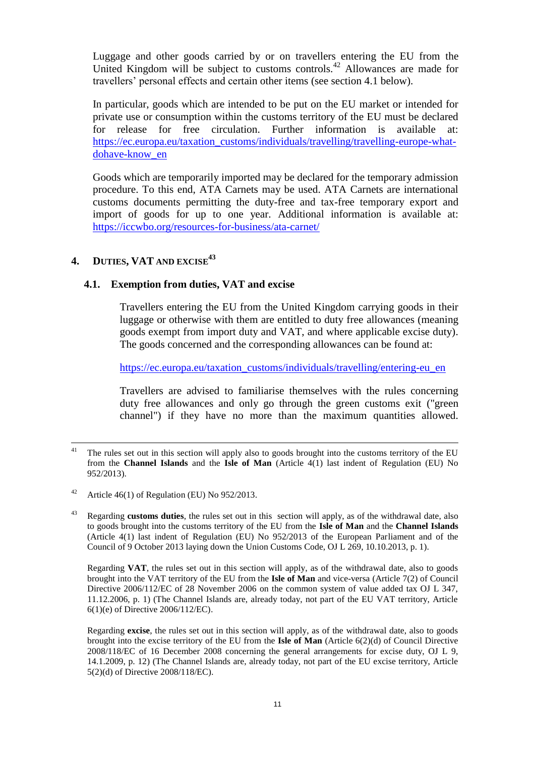Luggage and other goods carried by or on travellers entering the EU from the United Kingdom will be subject to customs controls.[42] Allowances are made for travellers' personal effects and certain other items (see section 4.1 below).

In particular, goods which are intended to be put on the EU market or intended for private use or consumption within the customs territory of the EU must be declared for release for free circulation. Further information is available at: https://ec.europa.eu/taxation_customs/individuals/travelling/travelling-europe-what-dohave-know_en

Goods which are temporarily imported may be declared for the temporary admission procedure. To this end, ATA Carnets may be used. ATA Carnets are international customs documents permitting the duty-free and tax-free temporary export and import of goods for up to one year. Additional information is available at: https://iccwbo.org/resources-for-business/ata-carnet/

## 4. DUTIES, VAT AND EXCISE[43]

### 4.1. Exemption from duties, VAT and excise

Travellers entering the EU from the United Kingdom carrying goods in their luggage or otherwise with them are entitled to duty free allowances (meaning goods exempt from import duty and VAT, and where applicable excise duty). The goods concerned and the corresponding allowances can be found at:

https://ec.europa.eu/taxation_customs/individuals/travelling/entering-eu_en

Travellers are advised to familiarise themselves with the rules concerning duty free allowances and only go through the green customs exit ("green channel") if they have no more than the maximum quantities allowed.

---

[41] The rules set out in this section will apply also to goods brought into the customs territory of the EU from the **Channel Islands** and the **Isle of Man** (Article 4(1) last indent of Regulation (EU) No 952/2013).

[42] Article 46(1) of Regulation (EU) No 952/2013.

[43] Regarding **customs duties**, the rules set out in this section will apply, as of the withdrawal date, also to goods brought into the customs territory of the EU from the **Isle of Man** and the **Channel Islands** (Article 4(1) last indent of Regulation (EU) No 952/2013 of the European Parliament and of the Council of 9 October 2013 laying down the Union Customs Code, OJ L 269, 10.10.2013, p. 1).

Regarding **VAT**, the rules set out in this section will apply, as of the withdrawal date, also to goods brought into the VAT territory of the EU from the **Isle of Man** and vice-versa (Article 7(2) of Council Directive 2006/112/EC of 28 November 2006 on the common system of value added tax OJ L 347, 11.12.2006, p. 1) (The Channel Islands are, already today, not part of the EU VAT territory, Article 6(1)(e) of Directive 2006/112/EC).

Regarding **excise**, the rules set out in this section will apply, as of the withdrawal date, also to goods brought into the excise territory of the EU from the **Isle of Man** (Article 6(2)(d) of Council Directive 2008/118/EC of 16 December 2008 concerning the general arrangements for excise duty, OJ L 9, 14.1.2009, p. 12) (The Channel Islands are, already today, not part of the EU excise territory, Article 5(2)(d) of Directive 2008/118/EC).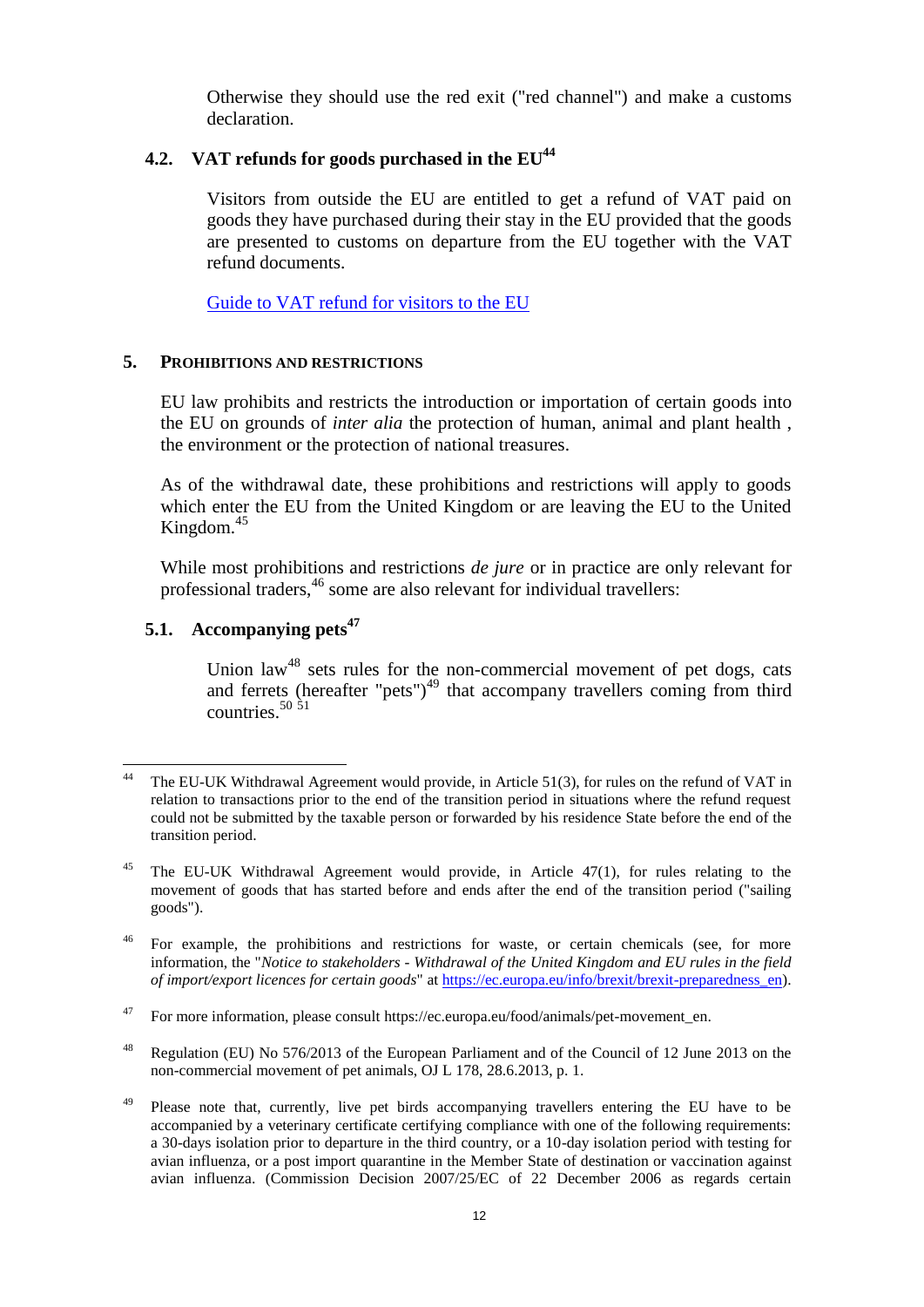Otherwise they should use the red exit ("red channel") and make a customs declaration.

### 4.2. VAT refunds for goods purchased in the EU[44]

Visitors from outside the EU are entitled to get a refund of VAT paid on goods they have purchased during their stay in the EU provided that the goods are presented to customs on departure from the EU together with the VAT refund documents.

[Guide to VAT refund for visitors to the EU]

## 5. PROHIBITIONS AND RESTRICTIONS

EU law prohibits and restricts the introduction or importation of certain goods into the EU on grounds of *inter alia* the protection of human, animal and plant health , the environment or the protection of national treasures.

As of the withdrawal date, these prohibitions and restrictions will apply to goods which enter the EU from the United Kingdom or are leaving the EU to the United Kingdom.[45]

While most prohibitions and restrictions *de jure* or in practice are only relevant for professional traders,[46] some are also relevant for individual travellers:

### 5.1. Accompanying pets[47]

Union law[48] sets rules for the non-commercial movement of pet dogs, cats and ferrets (hereafter "pets")[49] that accompany travellers coming from third countries.[50] [51]

---

[44] The EU-UK Withdrawal Agreement would provide, in Article 51(3), for rules on the refund of VAT in relation to transactions prior to the end of the transition period in situations where the refund request could not be submitted by the taxable person or forwarded by his residence State before the end of the transition period.

[45] The EU-UK Withdrawal Agreement would provide, in Article 47(1), for rules relating to the movement of goods that has started before and ends after the end of the transition period ("sailing goods").

[46] For example, the prohibitions and restrictions for waste, or certain chemicals (see, for more information, the "*Notice to stakeholders - Withdrawal of the United Kingdom and EU rules in the field of import/export licences for certain goods*" at https://ec.europa.eu/info/brexit/brexit-preparedness_en).

[47] For more information, please consult https://ec.europa.eu/food/animals/pet-movement_en.

[48] Regulation (EU) No 576/2013 of the European Parliament and of the Council of 12 June 2013 on the non-commercial movement of pet animals, OJ L 178, 28.6.2013, p. 1.

[49] Please note that, currently, live pet birds accompanying travellers entering the EU have to be accompanied by a veterinary certificate certifying compliance with one of the following requirements: a 30-days isolation prior to departure in the third country, or a 10-day isolation period with testing for avian influenza, or a post import quarantine in the Member State of destination or vaccination against avian influenza. (Commission Decision 2007/25/EC of 22 December 2006 as regards certain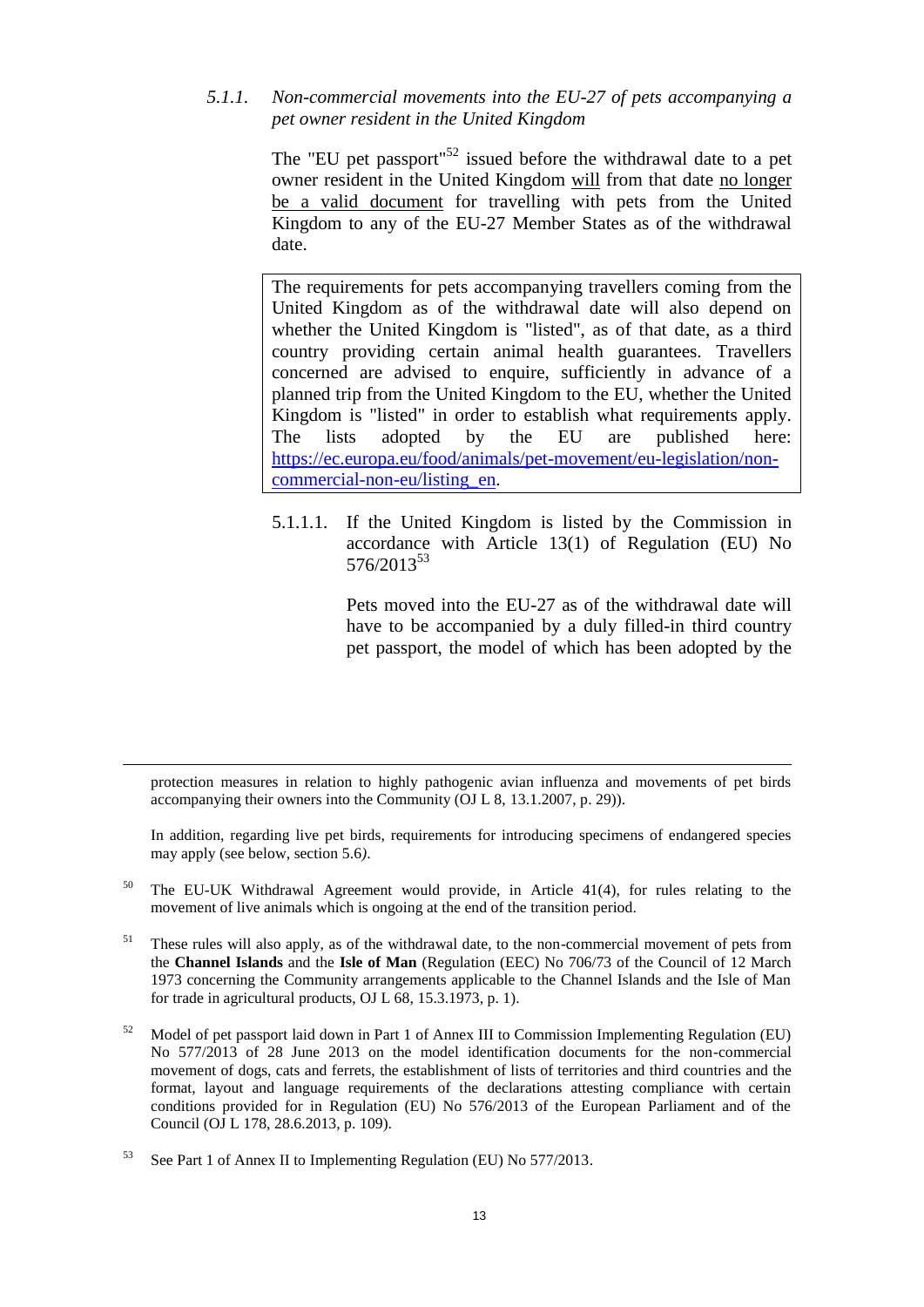### *5.1.1. Non-commercial movements into the EU-27 of pets accompanying a pet owner resident in the United Kingdom*

The "EU pet passport"[52] issued before the withdrawal date to a pet owner resident in the United Kingdom will from that date no longer be a valid document for travelling with pets from the United Kingdom to any of the EU-27 Member States as of the withdrawal date.

> The requirements for pets accompanying travellers coming from the United Kingdom as of the withdrawal date will also depend on whether the United Kingdom is "listed", as of that date, as a third country providing certain animal health guarantees. Travellers concerned are advised to enquire, sufficiently in advance of a planned trip from the United Kingdom to the EU, whether the United Kingdom is "listed" in order to establish what requirements apply. The lists adopted by the EU are published here: https://ec.europa.eu/food/animals/pet-movement/eu-legislation/non-commercial-non-eu/listing_en.

5.1.1.1. If the United Kingdom is listed by the Commission in accordance with Article 13(1) of Regulation (EU) No 576/2013[53]

Pets moved into the EU-27 as of the withdrawal date will have to be accompanied by a duly filled-in third country pet passport, the model of which has been adopted by the

---

protection measures in relation to highly pathogenic avian influenza and movements of pet birds accompanying their owners into the Community (OJ L 8, 13.1.2007, p. 29)).

In addition, regarding live pet birds, requirements for introducing specimens of endangered species may apply (see below, section 5.6*)*.

[50] The EU-UK Withdrawal Agreement would provide, in Article 41(4), for rules relating to the movement of live animals which is ongoing at the end of the transition period.

[51] These rules will also apply, as of the withdrawal date, to the non-commercial movement of pets from the **Channel Islands** and the **Isle of Man** (Regulation (EEC) No 706/73 of the Council of 12 March 1973 concerning the Community arrangements applicable to the Channel Islands and the Isle of Man for trade in agricultural products, OJ L 68, 15.3.1973, p. 1).

[52] Model of pet passport laid down in Part 1 of Annex III to Commission Implementing Regulation (EU) No 577/2013 of 28 June 2013 on the model identification documents for the non-commercial movement of dogs, cats and ferrets, the establishment of lists of territories and third countries and the format, layout and language requirements of the declarations attesting compliance with certain conditions provided for in Regulation (EU) No 576/2013 of the European Parliament and of the Council (OJ L 178, 28.6.2013, p. 109).

[53] See Part 1 of Annex II to Implementing Regulation (EU) No 577/2013.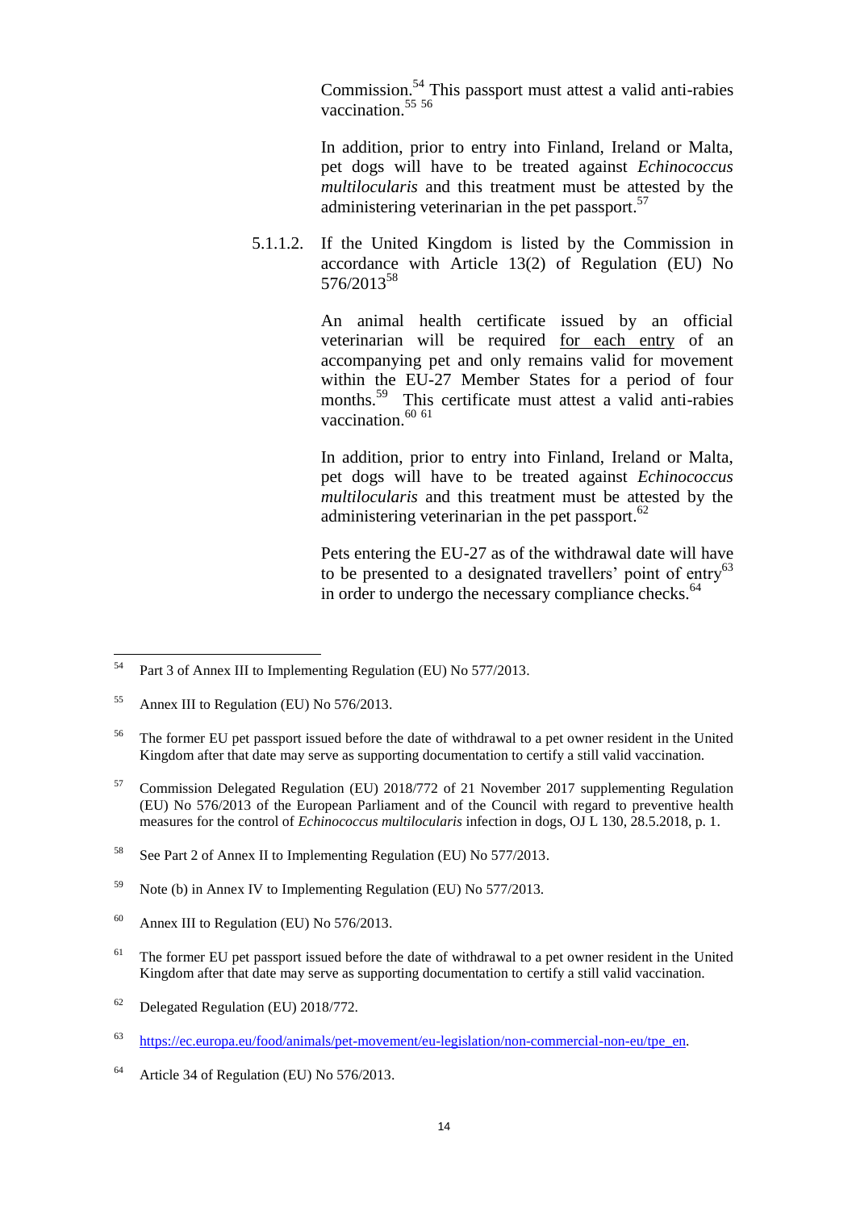Commission.[54] This passport must attest a valid anti-rabies vaccination.[55] [56]

In addition, prior to entry into Finland, Ireland or Malta, pet dogs will have to be treated against *Echinococcus multilocularis* and this treatment must be attested by the administering veterinarian in the pet passport.[57]

5.1.1.2. If the United Kingdom is listed by the Commission in accordance with Article 13(2) of Regulation (EU) No 576/2013[58]

An animal health certificate issued by an official veterinarian will be required <u>for each entry</u> of an accompanying pet and only remains valid for movement within the EU-27 Member States for a period of four months.[59] This certificate must attest a valid anti-rabies vaccination.[60] [61]

In addition, prior to entry into Finland, Ireland or Malta, pet dogs will have to be treated against *Echinococcus multilocularis* and this treatment must be attested by the administering veterinarian in the pet passport.[62]

Pets entering the EU-27 as of the withdrawal date will have to be presented to a designated travellers' point of entry[63] in order to undergo the necessary compliance checks.[64]

---

[54] Part 3 of Annex III to Implementing Regulation (EU) No 577/2013.

[55] Annex III to Regulation (EU) No 576/2013.

[56] The former EU pet passport issued before the date of withdrawal to a pet owner resident in the United Kingdom after that date may serve as supporting documentation to certify a still valid vaccination.

[57] Commission Delegated Regulation (EU) 2018/772 of 21 November 2017 supplementing Regulation (EU) No 576/2013 of the European Parliament and of the Council with regard to preventive health measures for the control of *Echinococcus multilocularis* infection in dogs, OJ L 130, 28.5.2018, p. 1.

[58] See Part 2 of Annex II to Implementing Regulation (EU) No 577/2013.

[59] Note (b) in Annex IV to Implementing Regulation (EU) No 577/2013.

[60] Annex III to Regulation (EU) No 576/2013.

[61] The former EU pet passport issued before the date of withdrawal to a pet owner resident in the United Kingdom after that date may serve as supporting documentation to certify a still valid vaccination.

[62] Delegated Regulation (EU) 2018/772.

[63] https://ec.europa.eu/food/animals/pet-movement/eu-legislation/non-commercial-non-eu/tpe_en.

[64] Article 34 of Regulation (EU) No 576/2013.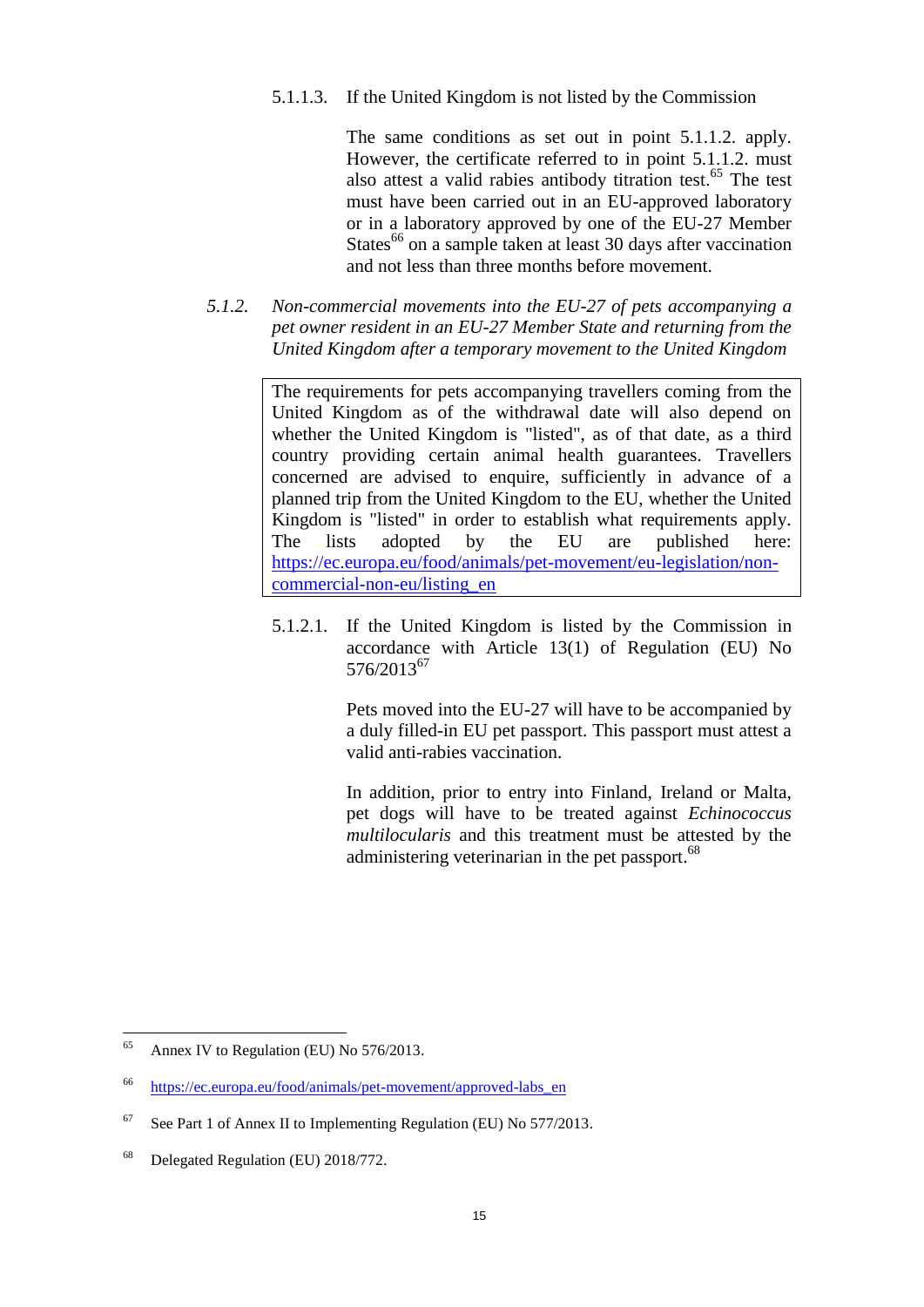5.1.1.3. If the United Kingdom is not listed by the Commission

The same conditions as set out in point 5.1.1.2. apply. However, the certificate referred to in point 5.1.1.2. must also attest a valid rabies antibody titration test.[65] The test must have been carried out in an EU-approved laboratory or in a laboratory approved by one of the EU-27 Member States[66] on a sample taken at least 30 days after vaccination and not less than three months before movement.

*5.1.2. Non-commercial movements into the EU-27 of pets accompanying a pet owner resident in an EU-27 Member State and returning from the United Kingdom after a temporary movement to the United Kingdom*

> The requirements for pets accompanying travellers coming from the United Kingdom as of the withdrawal date will also depend on whether the United Kingdom is "listed", as of that date, as a third country providing certain animal health guarantees. Travellers concerned are advised to enquire, sufficiently in advance of a planned trip from the United Kingdom to the EU, whether the United Kingdom is "listed" in order to establish what requirements apply. The lists adopted by the EU are published here: https://ec.europa.eu/food/animals/pet-movement/eu-legislation/non-commercial-non-eu/listing_en

5.1.2.1. If the United Kingdom is listed by the Commission in accordance with Article 13(1) of Regulation (EU) No 576/2013[67]

Pets moved into the EU-27 will have to be accompanied by a duly filled-in EU pet passport. This passport must attest a valid anti-rabies vaccination.

In addition, prior to entry into Finland, Ireland or Malta, pet dogs will have to be treated against *Echinococcus multilocularis* and this treatment must be attested by the administering veterinarian in the pet passport.[68]

---

[65] Annex IV to Regulation (EU) No 576/2013.

[66] https://ec.europa.eu/food/animals/pet-movement/approved-labs_en

[67] See Part 1 of Annex II to Implementing Regulation (EU) No 577/2013.

[68] Delegated Regulation (EU) 2018/772.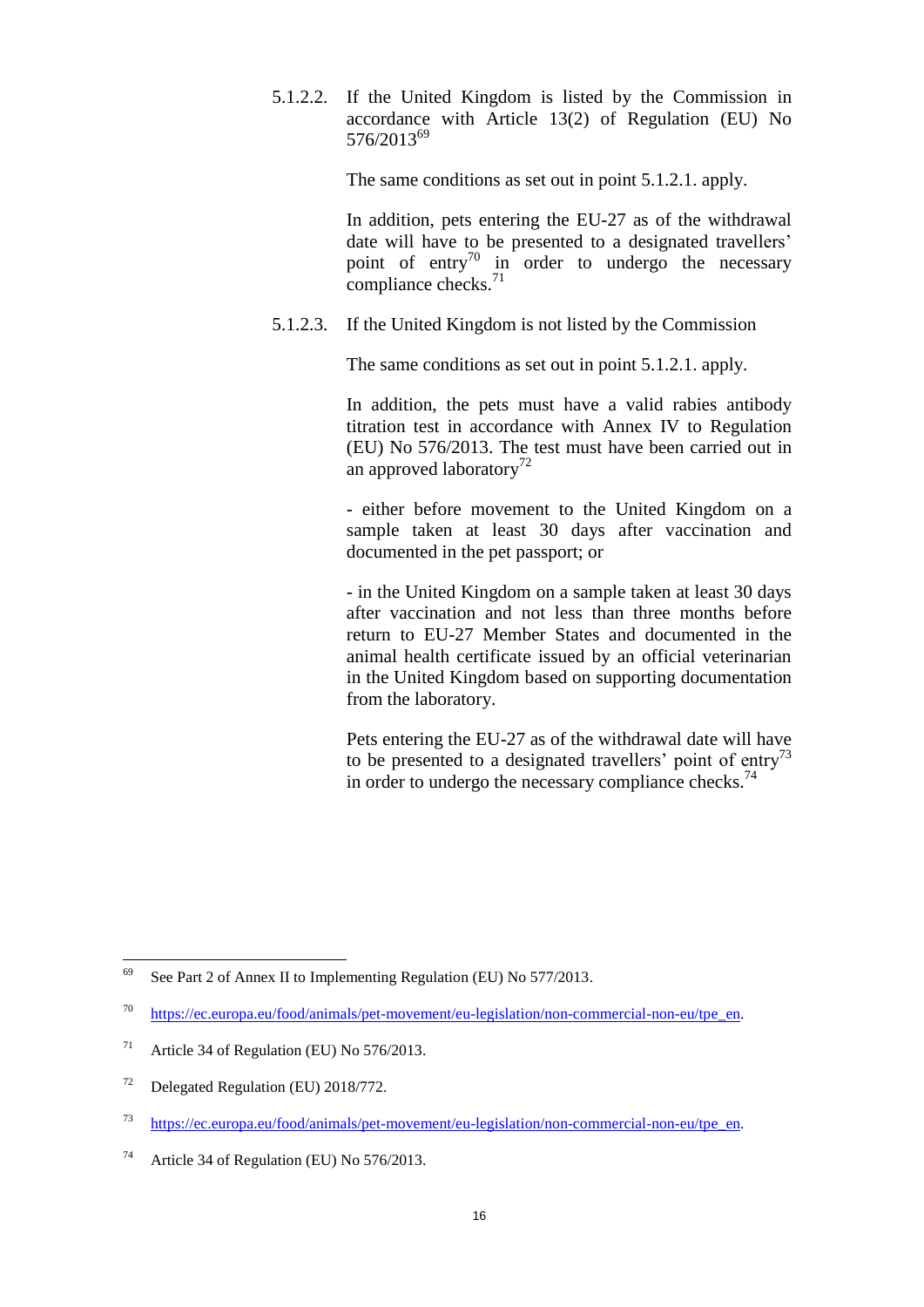5.1.2.2. If the United Kingdom is listed by the Commission in accordance with Article 13(2) of Regulation (EU) No 576/2013[69]

The same conditions as set out in point 5.1.2.1. apply.

In addition, pets entering the EU-27 as of the withdrawal date will have to be presented to a designated travellers' point of entry[70] in order to undergo the necessary compliance checks.[71]

5.1.2.3. If the United Kingdom is not listed by the Commission

The same conditions as set out in point 5.1.2.1. apply.

In addition, the pets must have a valid rabies antibody titration test in accordance with Annex IV to Regulation (EU) No 576/2013. The test must have been carried out in an approved laboratory[72]

- either before movement to the United Kingdom on a sample taken at least 30 days after vaccination and documented in the pet passport; or

- in the United Kingdom on a sample taken at least 30 days after vaccination and not less than three months before return to EU-27 Member States and documented in the animal health certificate issued by an official veterinarian in the United Kingdom based on supporting documentation from the laboratory.

Pets entering the EU-27 as of the withdrawal date will have to be presented to a designated travellers' point of entry[73] in order to undergo the necessary compliance checks.[74]

---

[69] See Part 2 of Annex II to Implementing Regulation (EU) No 577/2013.

[70] https://ec.europa.eu/food/animals/pet-movement/eu-legislation/non-commercial-non-eu/tpe_en.

[71] Article 34 of Regulation (EU) No 576/2013.

[72] Delegated Regulation (EU) 2018/772.

[73] https://ec.europa.eu/food/animals/pet-movement/eu-legislation/non-commercial-non-eu/tpe_en.

[74] Article 34 of Regulation (EU) No 576/2013.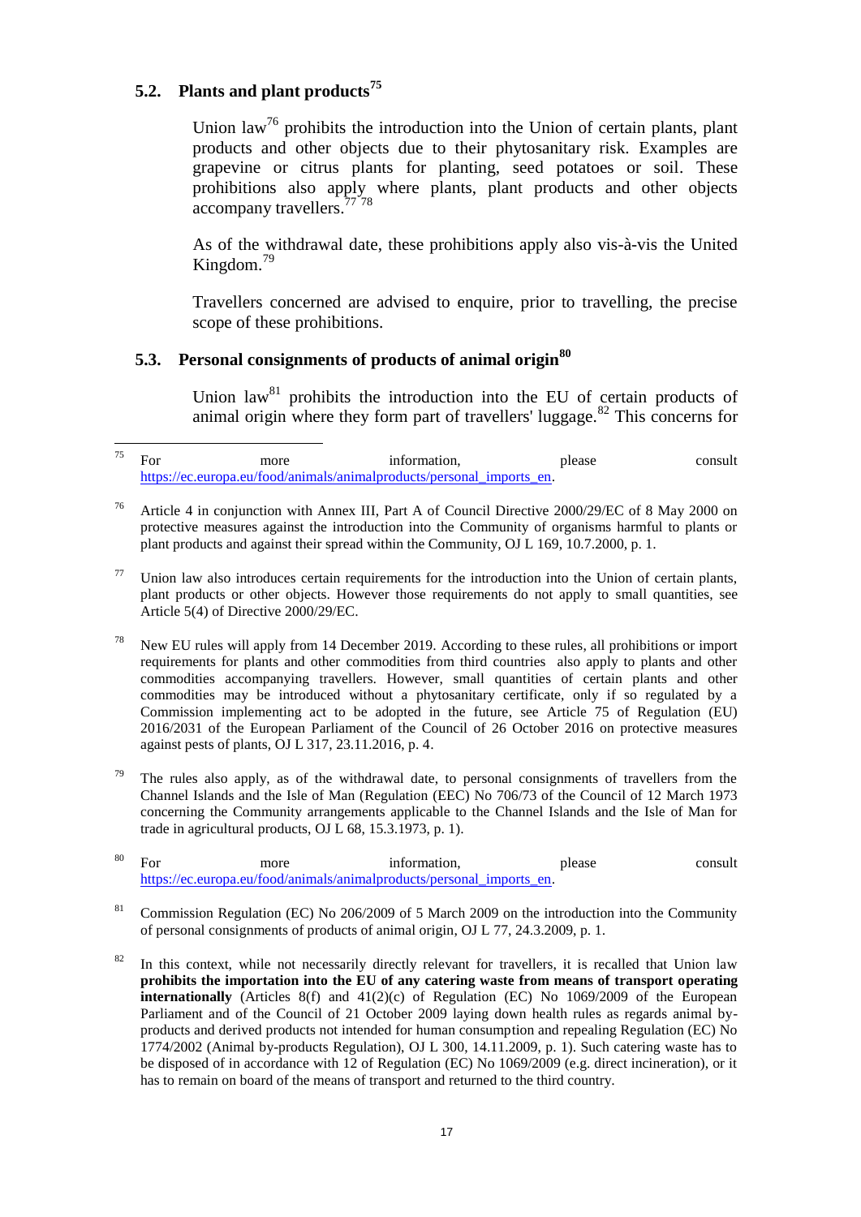## 5.2. Plants and plant products[75]

Union law[76] prohibits the introduction into the Union of certain plants, plant products and other objects due to their phytosanitary risk. Examples are grapevine or citrus plants for planting, seed potatoes or soil. These prohibitions also apply where plants, plant products and other objects accompany travellers.[77] [78]

As of the withdrawal date, these prohibitions apply also vis-à-vis the United Kingdom.[79]

Travellers concerned are advised to enquire, prior to travelling, the precise scope of these prohibitions.

## 5.3. Personal consignments of products of animal origin[80]

Union law[81] prohibits the introduction into the EU of certain products of animal origin where they form part of travellers' luggage.[82] This concerns for

---

[75] For more information, please consult https://ec.europa.eu/food/animals/animalproducts/personal_imports_en.

[76] Article 4 in conjunction with Annex III, Part A of Council Directive 2000/29/EC of 8 May 2000 on protective measures against the introduction into the Community of organisms harmful to plants or plant products and against their spread within the Community, OJ L 169, 10.7.2000, p. 1.

[77] Union law also introduces certain requirements for the introduction into the Union of certain plants, plant products or other objects. However those requirements do not apply to small quantities, see Article 5(4) of Directive 2000/29/EC.

[78] New EU rules will apply from 14 December 2019. According to these rules, all prohibitions or import requirements for plants and other commodities from third countries also apply to plants and other commodities accompanying travellers. However, small quantities of certain plants and other commodities may be introduced without a phytosanitary certificate, only if so regulated by a Commission implementing act to be adopted in the future, see Article 75 of Regulation (EU) 2016/2031 of the European Parliament of the Council of 26 October 2016 on protective measures against pests of plants, OJ L 317, 23.11.2016, p. 4.

[79] The rules also apply, as of the withdrawal date, to personal consignments of travellers from the Channel Islands and the Isle of Man (Regulation (EEC) No 706/73 of the Council of 12 March 1973 concerning the Community arrangements applicable to the Channel Islands and the Isle of Man for trade in agricultural products, OJ L 68, 15.3.1973, p. 1).

[80] For more information, please consult https://ec.europa.eu/food/animals/animalproducts/personal_imports_en.

[81] Commission Regulation (EC) No 206/2009 of 5 March 2009 on the introduction into the Community of personal consignments of products of animal origin, OJ L 77, 24.3.2009, p. 1.

[82] In this context, while not necessarily directly relevant for travellers, it is recalled that Union law **prohibits the importation into the EU of any catering waste from means of transport operating internationally** (Articles 8(f) and 41(2)(c) of Regulation (EC) No 1069/2009 of the European Parliament and of the Council of 21 October 2009 laying down health rules as regards animal by-products and derived products not intended for human consumption and repealing Regulation (EC) No 1774/2002 (Animal by-products Regulation), OJ L 300, 14.11.2009, p. 1). Such catering waste has to be disposed of in accordance with 12 of Regulation (EC) No 1069/2009 (e.g. direct incineration), or it has to remain on board of the means of transport and returned to the third country.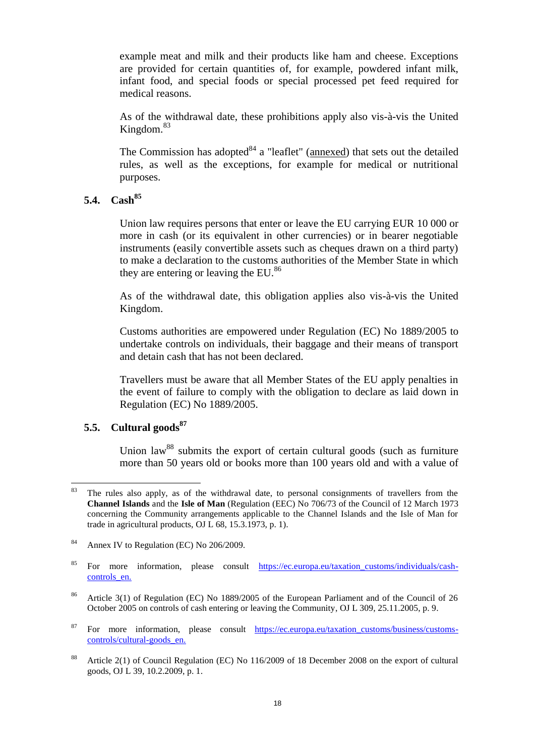example meat and milk and their products like ham and cheese. Exceptions are provided for certain quantities of, for example, powdered infant milk, infant food, and special foods or special processed pet feed required for medical reasons.

As of the withdrawal date, these prohibitions apply also vis-à-vis the United Kingdom.[83]

The Commission has adopted[84] a "leaflet" (annexed) that sets out the detailed rules, as well as the exceptions, for example for medical or nutritional purposes.

### 5.4. Cash[85]

Union law requires persons that enter or leave the EU carrying EUR 10 000 or more in cash (or its equivalent in other currencies) or in bearer negotiable instruments (easily convertible assets such as cheques drawn on a third party) to make a declaration to the customs authorities of the Member State in which they are entering or leaving the EU.[86]

As of the withdrawal date, this obligation applies also vis-à-vis the United Kingdom.

Customs authorities are empowered under Regulation (EC) No 1889/2005 to undertake controls on individuals, their baggage and their means of transport and detain cash that has not been declared.

Travellers must be aware that all Member States of the EU apply penalties in the event of failure to comply with the obligation to declare as laid down in Regulation (EC) No 1889/2005.

### 5.5. Cultural goods[87]

Union law[88] submits the export of certain cultural goods (such as furniture more than 50 years old or books more than 100 years old and with a value of

---

[83] The rules also apply, as of the withdrawal date, to personal consignments of travellers from the **Channel Islands** and the **Isle of Man** (Regulation (EEC) No 706/73 of the Council of 12 March 1973 concerning the Community arrangements applicable to the Channel Islands and the Isle of Man for trade in agricultural products, OJ L 68, 15.3.1973, p. 1).

[84] Annex IV to Regulation (EC) No 206/2009.

[85] For more information, please consult https://ec.europa.eu/taxation_customs/individuals/cash-controls_en.

[86] Article 3(1) of Regulation (EC) No 1889/2005 of the European Parliament and of the Council of 26 October 2005 on controls of cash entering or leaving the Community, OJ L 309, 25.11.2005, p. 9.

[87] For more information, please consult https://ec.europa.eu/taxation_customs/business/customs-controls/cultural-goods_en.

[88] Article 2(1) of Council Regulation (EC) No 116/2009 of 18 December 2008 on the export of cultural goods, OJ L 39, 10.2.2009, p. 1.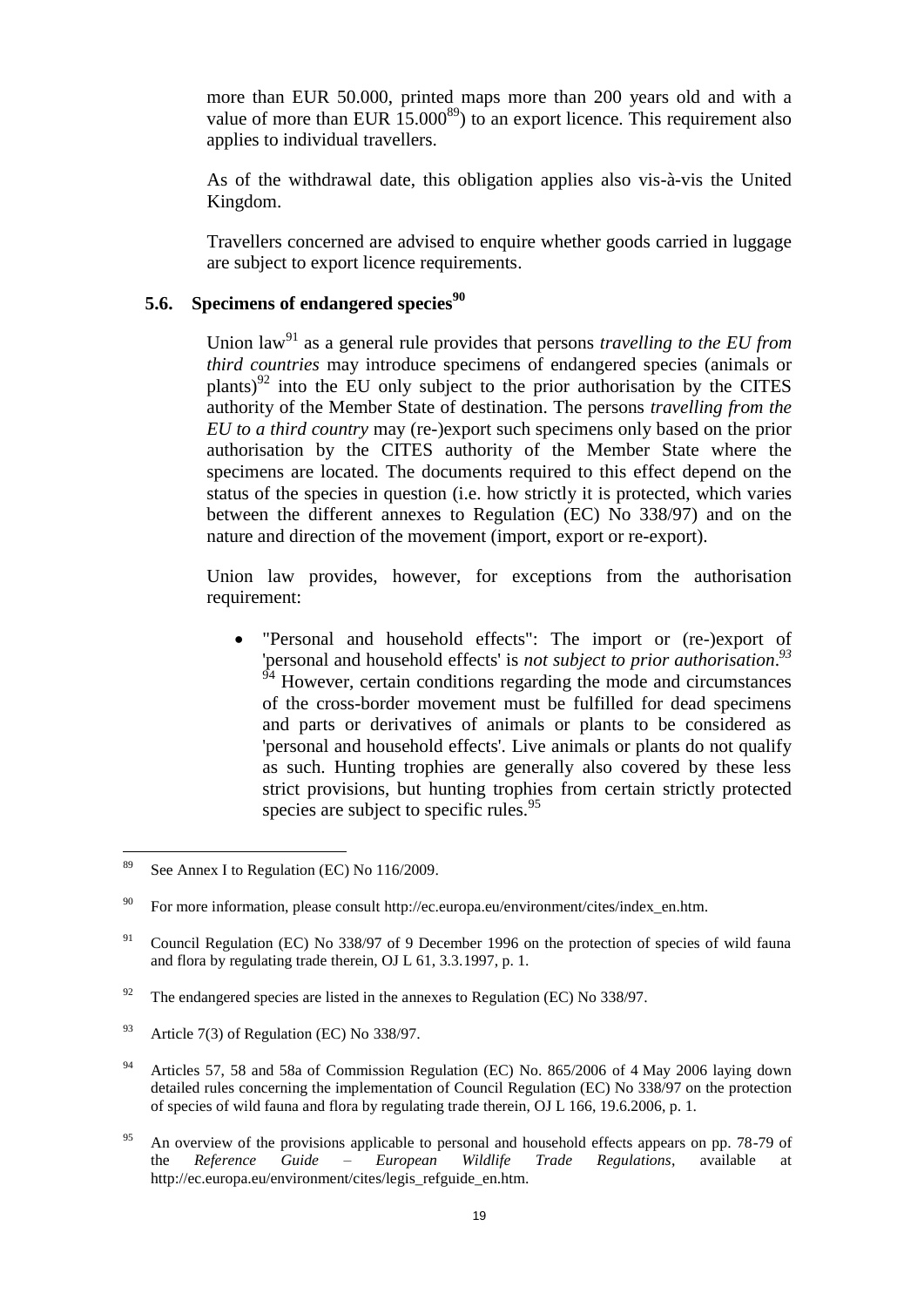more than EUR 50.000, printed maps more than 200 years old and with a value of more than EUR 15.000[89]) to an export licence. This requirement also applies to individual travellers.

As of the withdrawal date, this obligation applies also vis-à-vis the United Kingdom.

Travellers concerned are advised to enquire whether goods carried in luggage are subject to export licence requirements.

### 5.6. Specimens of endangered species[90]

Union law[91] as a general rule provides that persons *travelling to the EU from third countries* may introduce specimens of endangered species (animals or plants)[92] into the EU only subject to the prior authorisation by the CITES authority of the Member State of destination. The persons *travelling from the EU to a third country* may (re-)export such specimens only based on the prior authorisation by the CITES authority of the Member State where the specimens are located. The documents required to this effect depend on the status of the species in question (i.e. how strictly it is protected, which varies between the different annexes to Regulation (EC) No 338/97) and on the nature and direction of the movement (import, export or re-export).

Union law provides, however, for exceptions from the authorisation requirement:

- "Personal and household effects": The import or (re-)export of 'personal and household effects' is *not subject to prior authorisation*.[93] [94] However, certain conditions regarding the mode and circumstances of the cross-border movement must be fulfilled for dead specimens and parts or derivatives of animals or plants to be considered as 'personal and household effects'. Live animals or plants do not qualify as such. Hunting trophies are generally also covered by these less strict provisions, but hunting trophies from certain strictly protected species are subject to specific rules.[95]

---

[89] See Annex I to Regulation (EC) No 116/2009.

[90] For more information, please consult http://ec.europa.eu/environment/cites/index_en.htm.

[91] Council Regulation (EC) No 338/97 of 9 December 1996 on the protection of species of wild fauna and flora by regulating trade therein, OJ L 61, 3.3.1997, p. 1.

[92] The endangered species are listed in the annexes to Regulation (EC) No 338/97.

[93] Article 7(3) of Regulation (EC) No 338/97.

[94] Articles 57, 58 and 58a of Commission Regulation (EC) No. 865/2006 of 4 May 2006 laying down detailed rules concerning the implementation of Council Regulation (EC) No 338/97 on the protection of species of wild fauna and flora by regulating trade therein, OJ L 166, 19.6.2006, p. 1.

[95] An overview of the provisions applicable to personal and household effects appears on pp. 78-79 of the *Reference Guide – European Wildlife Trade Regulations*, available at http://ec.europa.eu/environment/cites/legis_refguide_en.htm.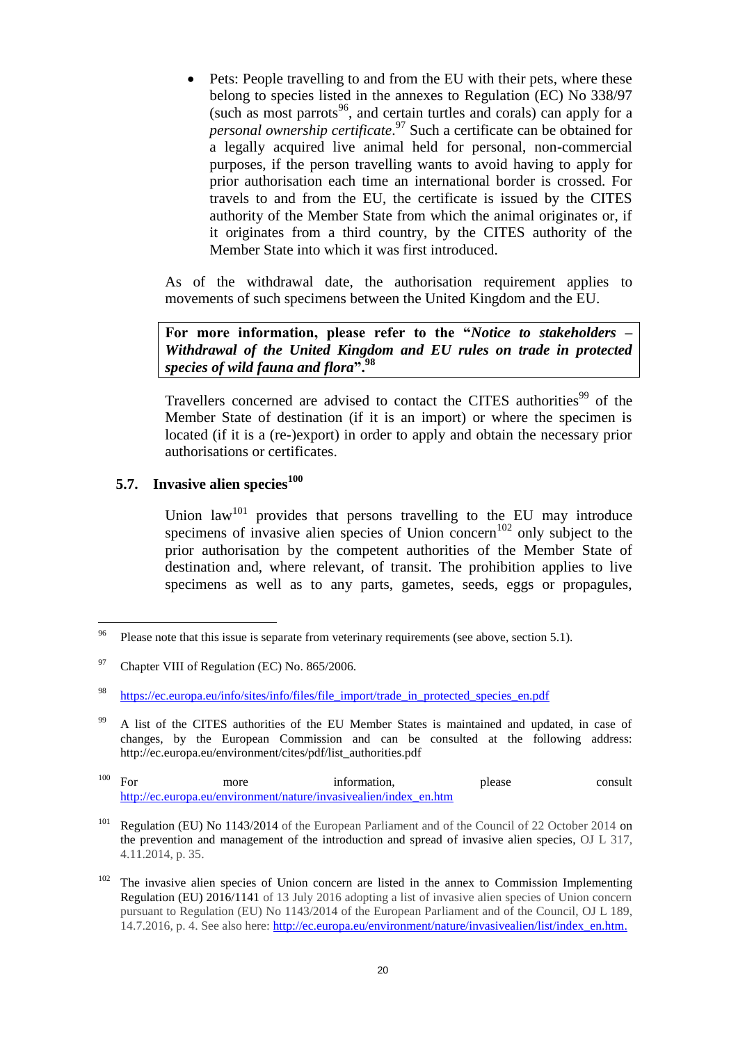- Pets: People travelling to and from the EU with their pets, where these belong to species listed in the annexes to Regulation (EC) No 338/97 (such as most parrots[96], and certain turtles and corals) can apply for a *personal ownership certificate*.[97] Such a certificate can be obtained for a legally acquired live animal held for personal, non-commercial purposes, if the person travelling wants to avoid having to apply for prior authorisation each time an international border is crossed. For travels to and from the EU, the certificate is issued by the CITES authority of the Member State from which the animal originates or, if it originates from a third country, by the CITES authority of the Member State into which it was first introduced.

As of the withdrawal date, the authorisation requirement applies to movements of such specimens between the United Kingdom and the EU.

**For more information, please refer to the "*Notice to stakeholders – Withdrawal of the United Kingdom and EU rules on trade in protected species of wild fauna and flora*".[98]**

Travellers concerned are advised to contact the CITES authorities[99] of the Member State of destination (if it is an import) or where the specimen is located (if it is a (re-)export) in order to apply and obtain the necessary prior authorisations or certificates.

## 5.7. Invasive alien species[100]

Union law[101] provides that persons travelling to the EU may introduce specimens of invasive alien species of Union concern[102] only subject to the prior authorisation by the competent authorities of the Member State of destination and, where relevant, of transit. The prohibition applies to live specimens as well as to any parts, gametes, seeds, eggs or propagules,

---

[96] Please note that this issue is separate from veterinary requirements (see above, section 5.1).

[97] Chapter VIII of Regulation (EC) No. 865/2006.

[98] https://ec.europa.eu/info/sites/info/files/file_import/trade_in_protected_species_en.pdf

[99] A list of the CITES authorities of the EU Member States is maintained and updated, in case of changes, by the European Commission and can be consulted at the following address: http://ec.europa.eu/environment/cites/pdf/list_authorities.pdf

[100] For more information, please consult http://ec.europa.eu/environment/nature/invasivealien/index_en.htm

[101] Regulation (EU) No 1143/2014 of the European Parliament and of the Council of 22 October 2014 on the prevention and management of the introduction and spread of invasive alien species, OJ L 317, 4.11.2014, p. 35.

[102] The invasive alien species of Union concern are listed in the annex to Commission Implementing Regulation (EU) 2016/1141 of 13 July 2016 adopting a list of invasive alien species of Union concern pursuant to Regulation (EU) No 1143/2014 of the European Parliament and of the Council, OJ L 189, 14.7.2016, p. 4. See also here: http://ec.europa.eu/environment/nature/invasivealien/list/index_en.htm.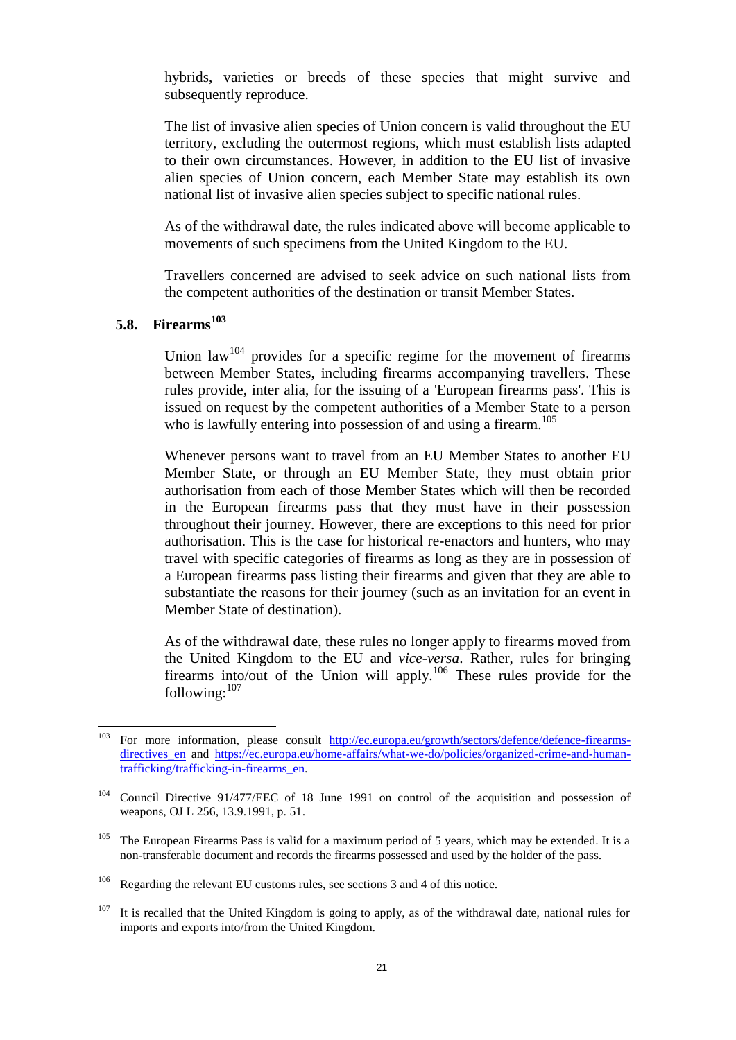hybrids, varieties or breeds of these species that might survive and subsequently reproduce.

The list of invasive alien species of Union concern is valid throughout the EU territory, excluding the outermost regions, which must establish lists adapted to their own circumstances. However, in addition to the EU list of invasive alien species of Union concern, each Member State may establish its own national list of invasive alien species subject to specific national rules.

As of the withdrawal date, the rules indicated above will become applicable to movements of such specimens from the United Kingdom to the EU.

Travellers concerned are advised to seek advice on such national lists from the competent authorities of the destination or transit Member States.

### 5.8. Firearms[103]

Union law[104] provides for a specific regime for the movement of firearms between Member States, including firearms accompanying travellers. These rules provide, inter alia, for the issuing of a 'European firearms pass'. This is issued on request by the competent authorities of a Member State to a person who is lawfully entering into possession of and using a firearm.[105]

Whenever persons want to travel from an EU Member States to another EU Member State, or through an EU Member State, they must obtain prior authorisation from each of those Member States which will then be recorded in the European firearms pass that they must have in their possession throughout their journey. However, there are exceptions to this need for prior authorisation. This is the case for historical re-enactors and hunters, who may travel with specific categories of firearms as long as they are in possession of a European firearms pass listing their firearms and given that they are able to substantiate the reasons for their journey (such as an invitation for an event in Member State of destination).

As of the withdrawal date, these rules no longer apply to firearms moved from the United Kingdom to the EU and *vice-versa*. Rather, rules for bringing firearms into/out of the Union will apply.[106] These rules provide for the following:[107]

---

[103] For more information, please consult http://ec.europa.eu/growth/sectors/defence/defence-firearms-directives_en and https://ec.europa.eu/home-affairs/what-we-do/policies/organized-crime-and-human-trafficking/trafficking-in-firearms_en.

[104] Council Directive 91/477/EEC of 18 June 1991 on control of the acquisition and possession of weapons, OJ L 256, 13.9.1991, p. 51.

[105] The European Firearms Pass is valid for a maximum period of 5 years, which may be extended. It is a non-transferable document and records the firearms possessed and used by the holder of the pass.

[106] Regarding the relevant EU customs rules, see sections 3 and 4 of this notice.

[107] It is recalled that the United Kingdom is going to apply, as of the withdrawal date, national rules for imports and exports into/from the United Kingdom.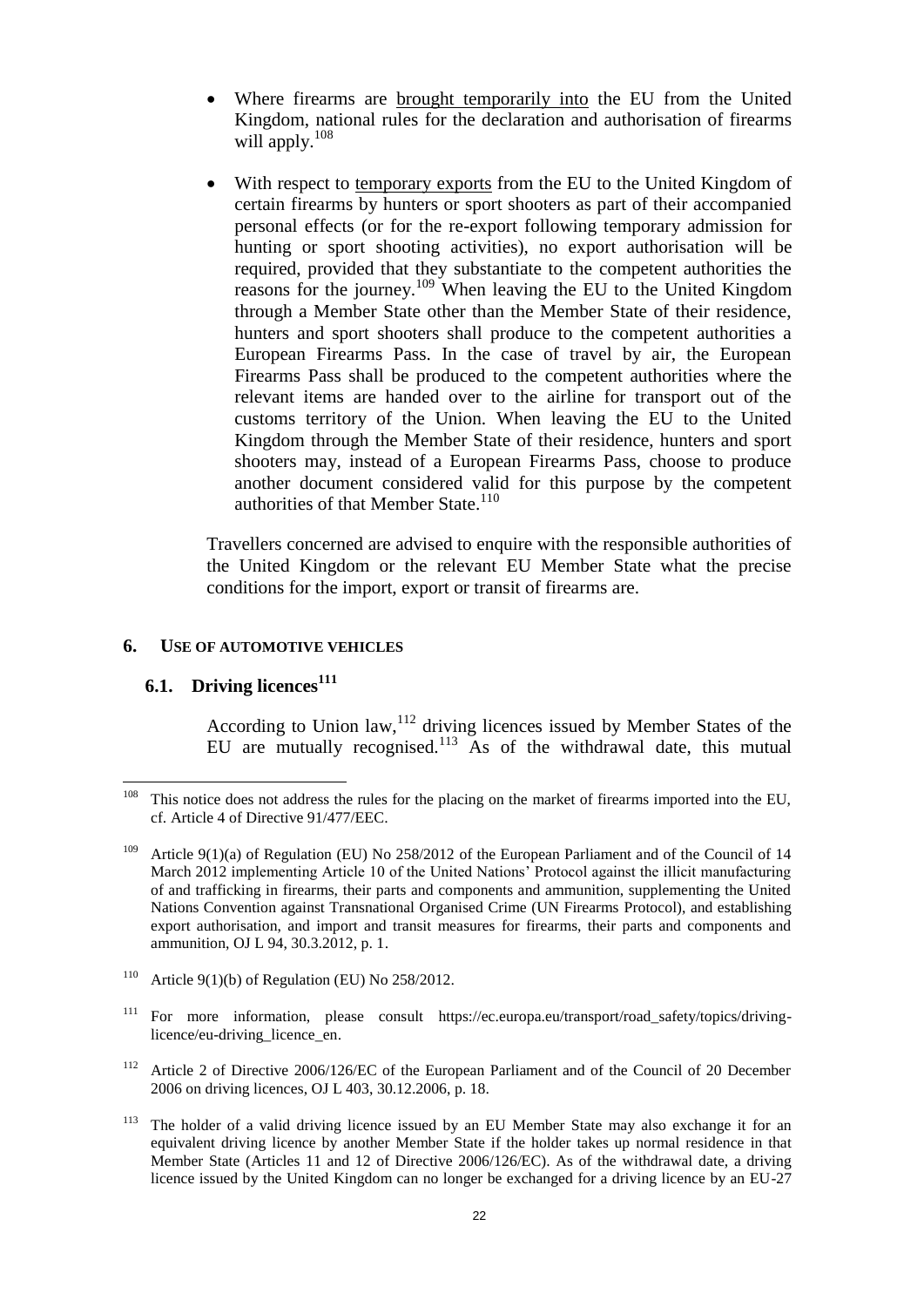- Where firearms are brought temporarily into the EU from the United Kingdom, national rules for the declaration and authorisation of firearms will apply.[108]

- With respect to temporary exports from the EU to the United Kingdom of certain firearms by hunters or sport shooters as part of their accompanied personal effects (or for the re-export following temporary admission for hunting or sport shooting activities), no export authorisation will be required, provided that they substantiate to the competent authorities the reasons for the journey.[109] When leaving the EU to the United Kingdom through a Member State other than the Member State of their residence, hunters and sport shooters shall produce to the competent authorities a European Firearms Pass. In the case of travel by air, the European Firearms Pass shall be produced to the competent authorities where the relevant items are handed over to the airline for transport out of the customs territory of the Union. When leaving the EU to the United Kingdom through the Member State of their residence, hunters and sport shooters may, instead of a European Firearms Pass, choose to produce another document considered valid for this purpose by the competent authorities of that Member State.[110]

Travellers concerned are advised to enquire with the responsible authorities of the United Kingdom or the relevant EU Member State what the precise conditions for the import, export or transit of firearms are.

## 6. USE OF AUTOMOTIVE VEHICLES

### 6.1. Driving licences[111]

According to Union law,[112] driving licences issued by Member States of the EU are mutually recognised.[113] As of the withdrawal date, this mutual

---

[108] This notice does not address the rules for the placing on the market of firearms imported into the EU, cf. Article 4 of Directive 91/477/EEC.

[109] Article 9(1)(a) of Regulation (EU) No 258/2012 of the European Parliament and of the Council of 14 March 2012 implementing Article 10 of the United Nations' Protocol against the illicit manufacturing of and trafficking in firearms, their parts and components and ammunition, supplementing the United Nations Convention against Transnational Organised Crime (UN Firearms Protocol), and establishing export authorisation, and import and transit measures for firearms, their parts and components and ammunition, OJ L 94, 30.3.2012, p. 1.

[110] Article 9(1)(b) of Regulation (EU) No 258/2012.

[111] For more information, please consult https://ec.europa.eu/transport/road_safety/topics/driving-licence/eu-driving_licence_en.

[112] Article 2 of Directive 2006/126/EC of the European Parliament and of the Council of 20 December 2006 on driving licences, OJ L 403, 30.12.2006, p. 18.

[113] The holder of a valid driving licence issued by an EU Member State may also exchange it for an equivalent driving licence by another Member State if the holder takes up normal residence in that Member State (Articles 11 and 12 of Directive 2006/126/EC). As of the withdrawal date, a driving licence issued by the United Kingdom can no longer be exchanged for a driving licence by an EU-27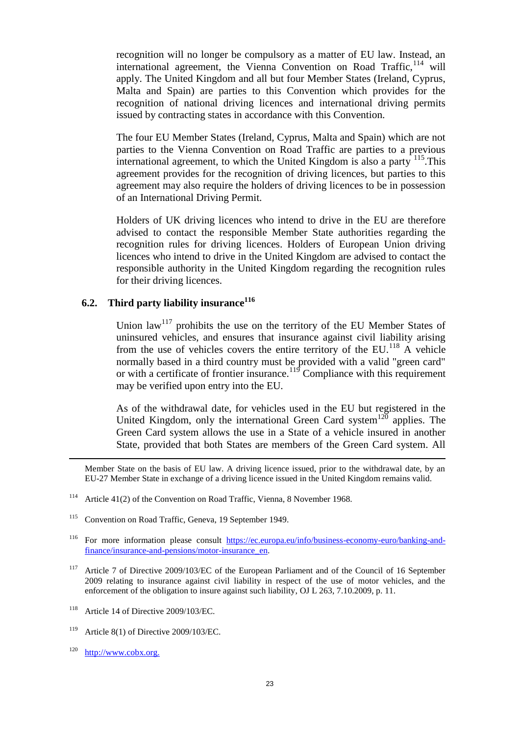recognition will no longer be compulsory as a matter of EU law. Instead, an international agreement, the Vienna Convention on Road Traffic,[114] will apply. The United Kingdom and all but four Member States (Ireland, Cyprus, Malta and Spain) are parties to this Convention which provides for the recognition of national driving licences and international driving permits issued by contracting states in accordance with this Convention.

The four EU Member States (Ireland, Cyprus, Malta and Spain) which are not parties to the Vienna Convention on Road Traffic are parties to a previous international agreement, to which the United Kingdom is also a party [115].This agreement provides for the recognition of driving licences, but parties to this agreement may also require the holders of driving licences to be in possession of an International Driving Permit.

Holders of UK driving licences who intend to drive in the EU are therefore advised to contact the responsible Member State authorities regarding the recognition rules for driving licences. Holders of European Union driving licences who intend to drive in the United Kingdom are advised to contact the responsible authority in the United Kingdom regarding the recognition rules for their driving licences.

## 6.2. Third party liability insurance[116]

Union law[117] prohibits the use on the territory of the EU Member States of uninsured vehicles, and ensures that insurance against civil liability arising from the use of vehicles covers the entire territory of the EU.[118] A vehicle normally based in a third country must be provided with a valid "green card" or with a certificate of frontier insurance.[119] Compliance with this requirement may be verified upon entry into the EU.

As of the withdrawal date, for vehicles used in the EU but registered in the United Kingdom, only the international Green Card system[120] applies. The Green Card system allows the use in a State of a vehicle insured in another State, provided that both States are members of the Green Card system. All

---

Member State on the basis of EU law. A driving licence issued, prior to the withdrawal date, by an EU-27 Member State in exchange of a driving licence issued in the United Kingdom remains valid.

[114] Article 41(2) of the Convention on Road Traffic, Vienna, 8 November 1968.

[115] Convention on Road Traffic, Geneva, 19 September 1949.

[116] For more information please consult https://ec.europa.eu/info/business-economy-euro/banking-and-finance/insurance-and-pensions/motor-insurance_en.

[117] Article 7 of Directive 2009/103/EC of the European Parliament and of the Council of 16 September 2009 relating to insurance against civil liability in respect of the use of motor vehicles, and the enforcement of the obligation to insure against such liability, OJ L 263, 7.10.2009, p. 11.

[118] Article 14 of Directive 2009/103/EC.

[119] Article 8(1) of Directive 2009/103/EC.

[120] http://www.cobx.org.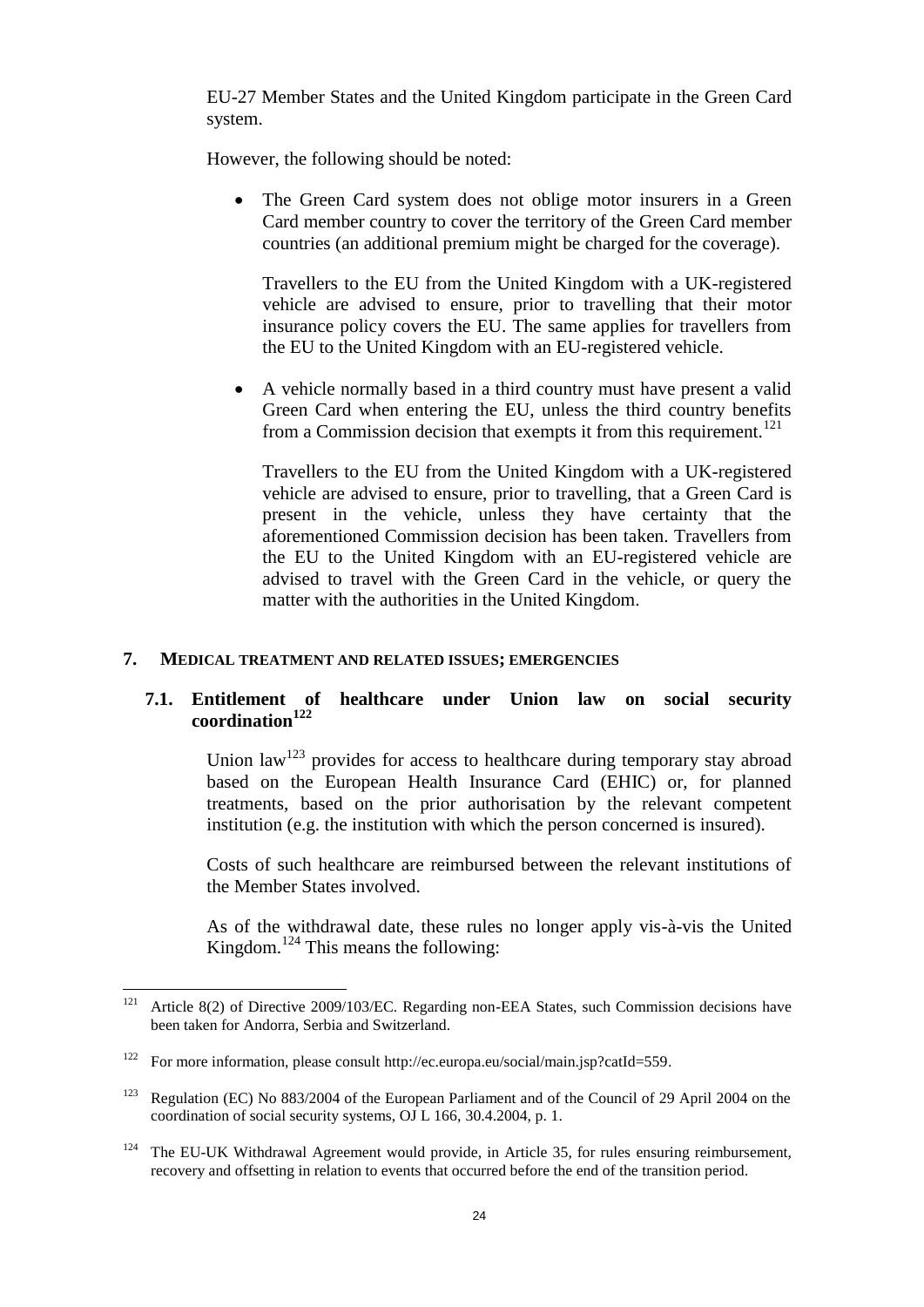EU-27 Member States and the United Kingdom participate in the Green Card system.

However, the following should be noted:

- The Green Card system does not oblige motor insurers in a Green Card member country to cover the territory of the Green Card member countries (an additional premium might be charged for the coverage).

  Travellers to the EU from the United Kingdom with a UK-registered vehicle are advised to ensure, prior to travelling that their motor insurance policy covers the EU. The same applies for travellers from the EU to the United Kingdom with an EU-registered vehicle.

- A vehicle normally based in a third country must have present a valid Green Card when entering the EU, unless the third country benefits from a Commission decision that exempts it from this requirement.[121]

  Travellers to the EU from the United Kingdom with a UK-registered vehicle are advised to ensure, prior to travelling, that a Green Card is present in the vehicle, unless they have certainty that the aforementioned Commission decision has been taken. Travellers from the EU to the United Kingdom with an EU-registered vehicle are advised to travel with the Green Card in the vehicle, or query the matter with the authorities in the United Kingdom.

## 7. MEDICAL TREATMENT AND RELATED ISSUES; EMERGENCIES

### 7.1. Entitlement of healthcare under Union law on social security coordination[122]

Union law[123] provides for access to healthcare during temporary stay abroad based on the European Health Insurance Card (EHIC) or, for planned treatments, based on the prior authorisation by the relevant competent institution (e.g. the institution with which the person concerned is insured).

Costs of such healthcare are reimbursed between the relevant institutions of the Member States involved.

As of the withdrawal date, these rules no longer apply vis-à-vis the United Kingdom.[124] This means the following:

---

[121] Article 8(2) of Directive 2009/103/EC. Regarding non-EEA States, such Commission decisions have been taken for Andorra, Serbia and Switzerland.

[122] For more information, please consult http://ec.europa.eu/social/main.jsp?catId=559.

[123] Regulation (EC) No 883/2004 of the European Parliament and of the Council of 29 April 2004 on the coordination of social security systems, OJ L 166, 30.4.2004, p. 1.

[124] The EU-UK Withdrawal Agreement would provide, in Article 35, for rules ensuring reimbursement, recovery and offsetting in relation to events that occurred before the end of the transition period.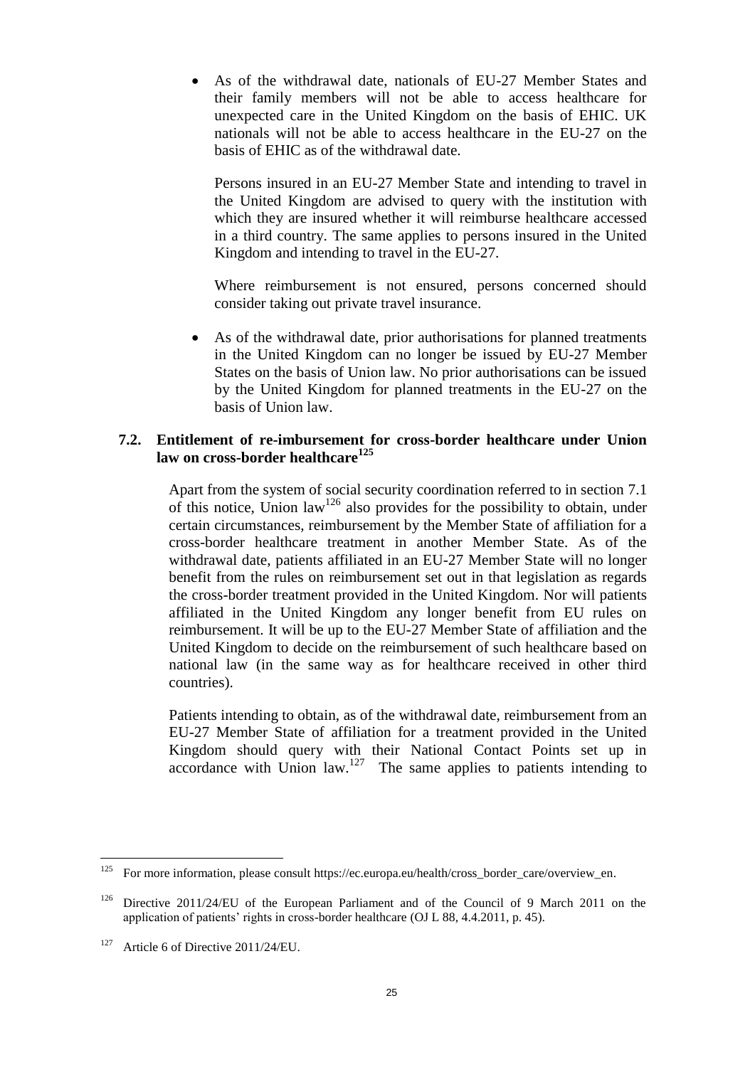- As of the withdrawal date, nationals of EU-27 Member States and their family members will not be able to access healthcare for unexpected care in the United Kingdom on the basis of EHIC. UK nationals will not be able to access healthcare in the EU-27 on the basis of EHIC as of the withdrawal date.

  Persons insured in an EU-27 Member State and intending to travel in the United Kingdom are advised to query with the institution with which they are insured whether it will reimburse healthcare accessed in a third country. The same applies to persons insured in the United Kingdom and intending to travel in the EU-27.

  Where reimbursement is not ensured, persons concerned should consider taking out private travel insurance.

- As of the withdrawal date, prior authorisations for planned treatments in the United Kingdom can no longer be issued by EU-27 Member States on the basis of Union law. No prior authorisations can be issued by the United Kingdom for planned treatments in the EU-27 on the basis of Union law.

### 7.2. Entitlement of re-imbursement for cross-border healthcare under Union law on cross-border healthcare[125]

Apart from the system of social security coordination referred to in section 7.1 of this notice, Union law[126] also provides for the possibility to obtain, under certain circumstances, reimbursement by the Member State of affiliation for a cross-border healthcare treatment in another Member State. As of the withdrawal date, patients affiliated in an EU-27 Member State will no longer benefit from the rules on reimbursement set out in that legislation as regards the cross-border treatment provided in the United Kingdom. Nor will patients affiliated in the United Kingdom any longer benefit from EU rules on reimbursement. It will be up to the EU-27 Member State of affiliation and the United Kingdom to decide on the reimbursement of such healthcare based on national law (in the same way as for healthcare received in other third countries).

Patients intending to obtain, as of the withdrawal date, reimbursement from an EU-27 Member State of affiliation for a treatment provided in the United Kingdom should query with their National Contact Points set up in accordance with Union law.[127] The same applies to patients intending to

---

[125] For more information, please consult https://ec.europa.eu/health/cross_border_care/overview_en.

[126] Directive 2011/24/EU of the European Parliament and of the Council of 9 March 2011 on the application of patients' rights in cross-border healthcare (OJ L 88, 4.4.2011, p. 45).

[127] Article 6 of Directive 2011/24/EU.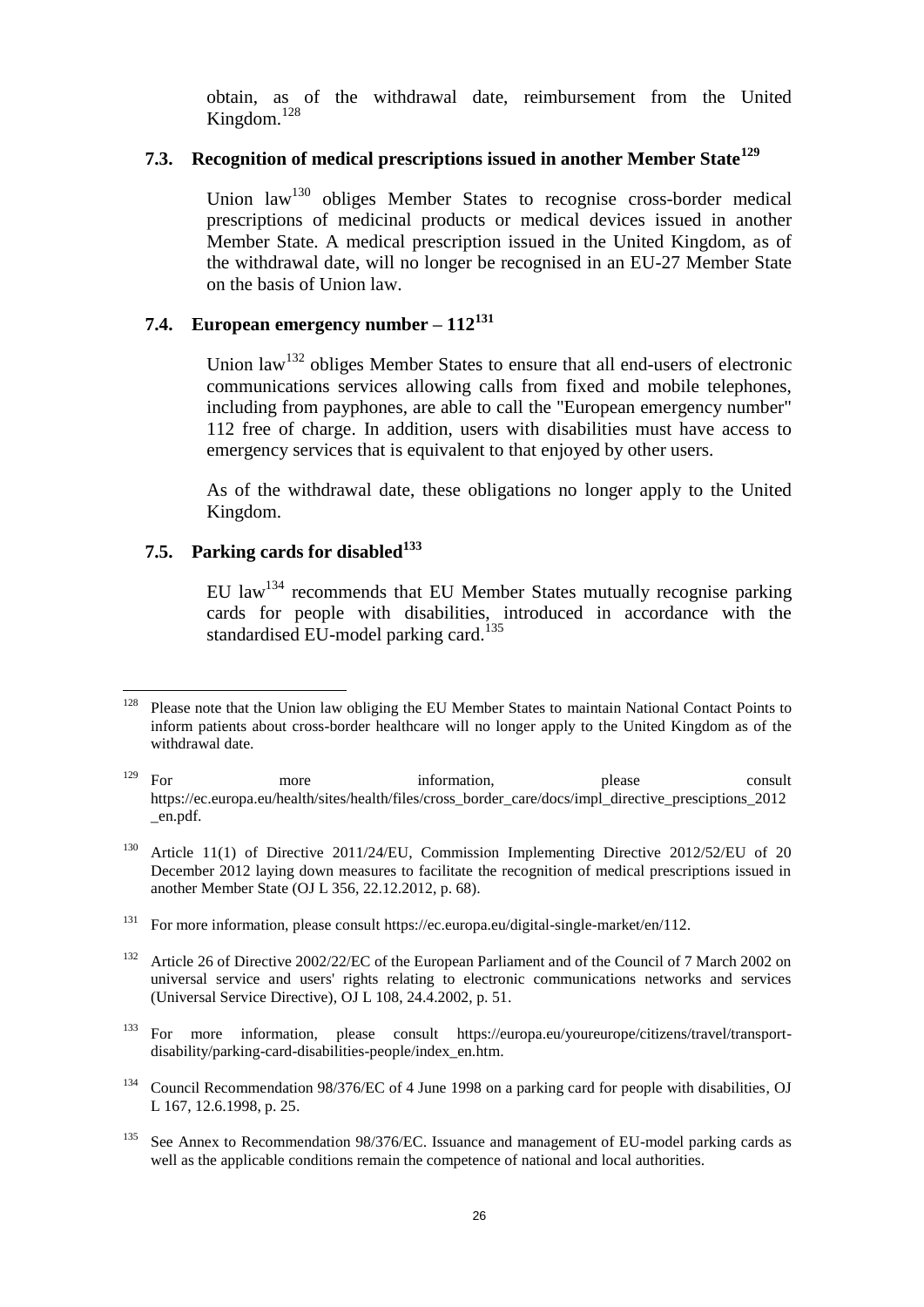obtain, as of the withdrawal date, reimbursement from the United Kingdom.[128]

### 7.3. Recognition of medical prescriptions issued in another Member State[129]

Union law[130] obliges Member States to recognise cross-border medical prescriptions of medicinal products or medical devices issued in another Member State. A medical prescription issued in the United Kingdom, as of the withdrawal date, will no longer be recognised in an EU-27 Member State on the basis of Union law.

### 7.4. European emergency number – 112[131]

Union law[132] obliges Member States to ensure that all end-users of electronic communications services allowing calls from fixed and mobile telephones, including from payphones, are able to call the "European emergency number" 112 free of charge. In addition, users with disabilities must have access to emergency services that is equivalent to that enjoyed by other users.

As of the withdrawal date, these obligations no longer apply to the United Kingdom.

### 7.5. Parking cards for disabled[133]

EU law[134] recommends that EU Member States mutually recognise parking cards for people with disabilities, introduced in accordance with the standardised EU-model parking card.[135]

---

[128] Please note that the Union law obliging the EU Member States to maintain National Contact Points to inform patients about cross-border healthcare will no longer apply to the United Kingdom as of the withdrawal date.

[129] For more information, please consult https://ec.europa.eu/health/sites/health/files/cross_border_care/docs/impl_directive_presciptions_2012_en.pdf.

[130] Article 11(1) of Directive 2011/24/EU, Commission Implementing Directive 2012/52/EU of 20 December 2012 laying down measures to facilitate the recognition of medical prescriptions issued in another Member State (OJ L 356, 22.12.2012, p. 68).

[131] For more information, please consult https://ec.europa.eu/digital-single-market/en/112.

[132] Article 26 of Directive 2002/22/EC of the European Parliament and of the Council of 7 March 2002 on universal service and users' rights relating to electronic communications networks and services (Universal Service Directive), OJ L 108, 24.4.2002, p. 51.

[133] For more information, please consult https://europa.eu/youreurope/citizens/travel/transport-disability/parking-card-disabilities-people/index_en.htm.

[134] Council Recommendation 98/376/EC of 4 June 1998 on a parking card for people with disabilities, OJ L 167, 12.6.1998, p. 25.

[135] See Annex to Recommendation 98/376/EC. Issuance and management of EU-model parking cards as well as the applicable conditions remain the competence of national and local authorities.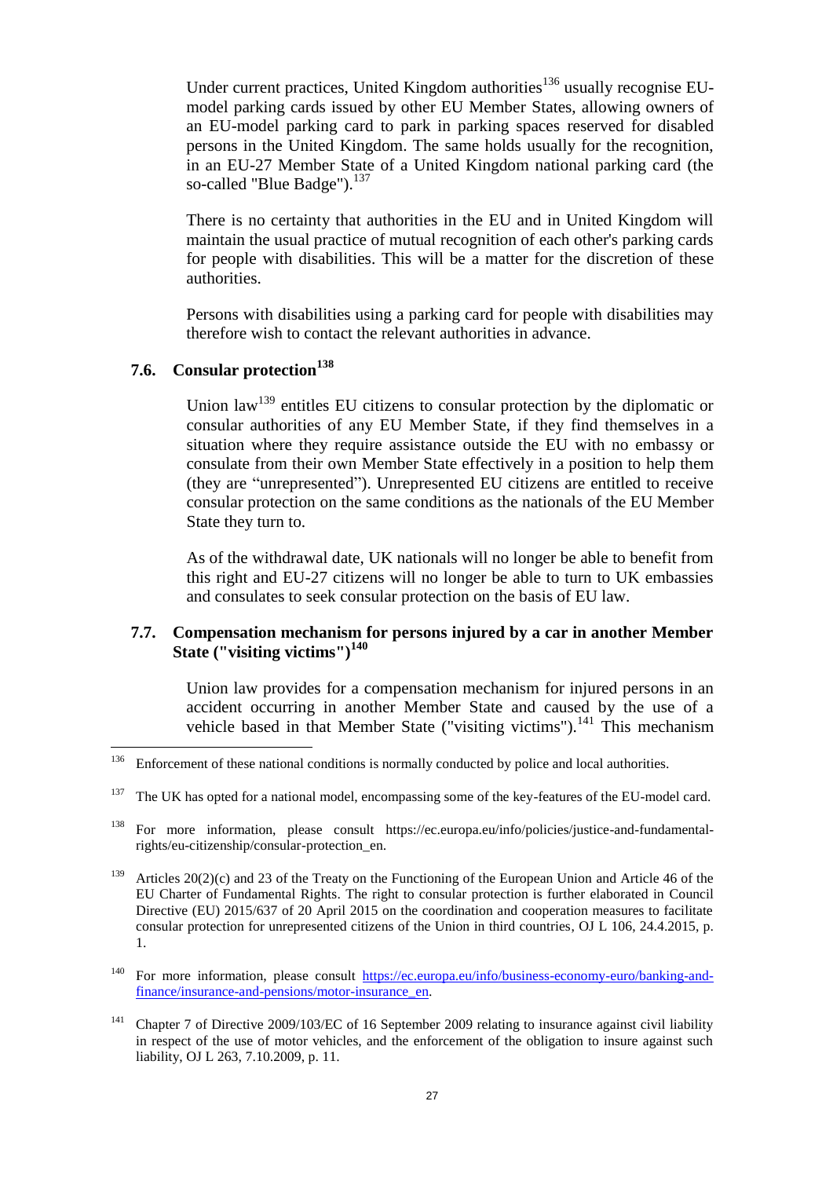Under current practices, United Kingdom authorities[136] usually recognise EU-model parking cards issued by other EU Member States, allowing owners of an EU-model parking card to park in parking spaces reserved for disabled persons in the United Kingdom. The same holds usually for the recognition, in an EU-27 Member State of a United Kingdom national parking card (the so-called "Blue Badge").[137]

There is no certainty that authorities in the EU and in United Kingdom will maintain the usual practice of mutual recognition of each other's parking cards for people with disabilities. This will be a matter for the discretion of these authorities.

Persons with disabilities using a parking card for people with disabilities may therefore wish to contact the relevant authorities in advance.

### 7.6. Consular protection[138]

Union law[139] entitles EU citizens to consular protection by the diplomatic or consular authorities of any EU Member State, if they find themselves in a situation where they require assistance outside the EU with no embassy or consulate from their own Member State effectively in a position to help them (they are "unrepresented"). Unrepresented EU citizens are entitled to receive consular protection on the same conditions as the nationals of the EU Member State they turn to.

As of the withdrawal date, UK nationals will no longer be able to benefit from this right and EU-27 citizens will no longer be able to turn to UK embassies and consulates to seek consular protection on the basis of EU law.

### 7.7. Compensation mechanism for persons injured by a car in another Member State ("visiting victims")[140]

Union law provides for a compensation mechanism for injured persons in an accident occurring in another Member State and caused by the use of a vehicle based in that Member State ("visiting victims").[141] This mechanism

---

[136] Enforcement of these national conditions is normally conducted by police and local authorities.

[137] The UK has opted for a national model, encompassing some of the key-features of the EU-model card.

[138] For more information, please consult https://ec.europa.eu/info/policies/justice-and-fundamental-rights/eu-citizenship/consular-protection_en.

[139] Articles 20(2)(c) and 23 of the Treaty on the Functioning of the European Union and Article 46 of the EU Charter of Fundamental Rights. The right to consular protection is further elaborated in Council Directive (EU) 2015/637 of 20 April 2015 on the coordination and cooperation measures to facilitate consular protection for unrepresented citizens of the Union in third countries, OJ L 106, 24.4.2015, p. 1.

[140] For more information, please consult https://ec.europa.eu/info/business-economy-euro/banking-and-finance/insurance-and-pensions/motor-insurance_en.

[141] Chapter 7 of Directive 2009/103/EC of 16 September 2009 relating to insurance against civil liability in respect of the use of motor vehicles, and the enforcement of the obligation to insure against such liability, OJ L 263, 7.10.2009, p. 11.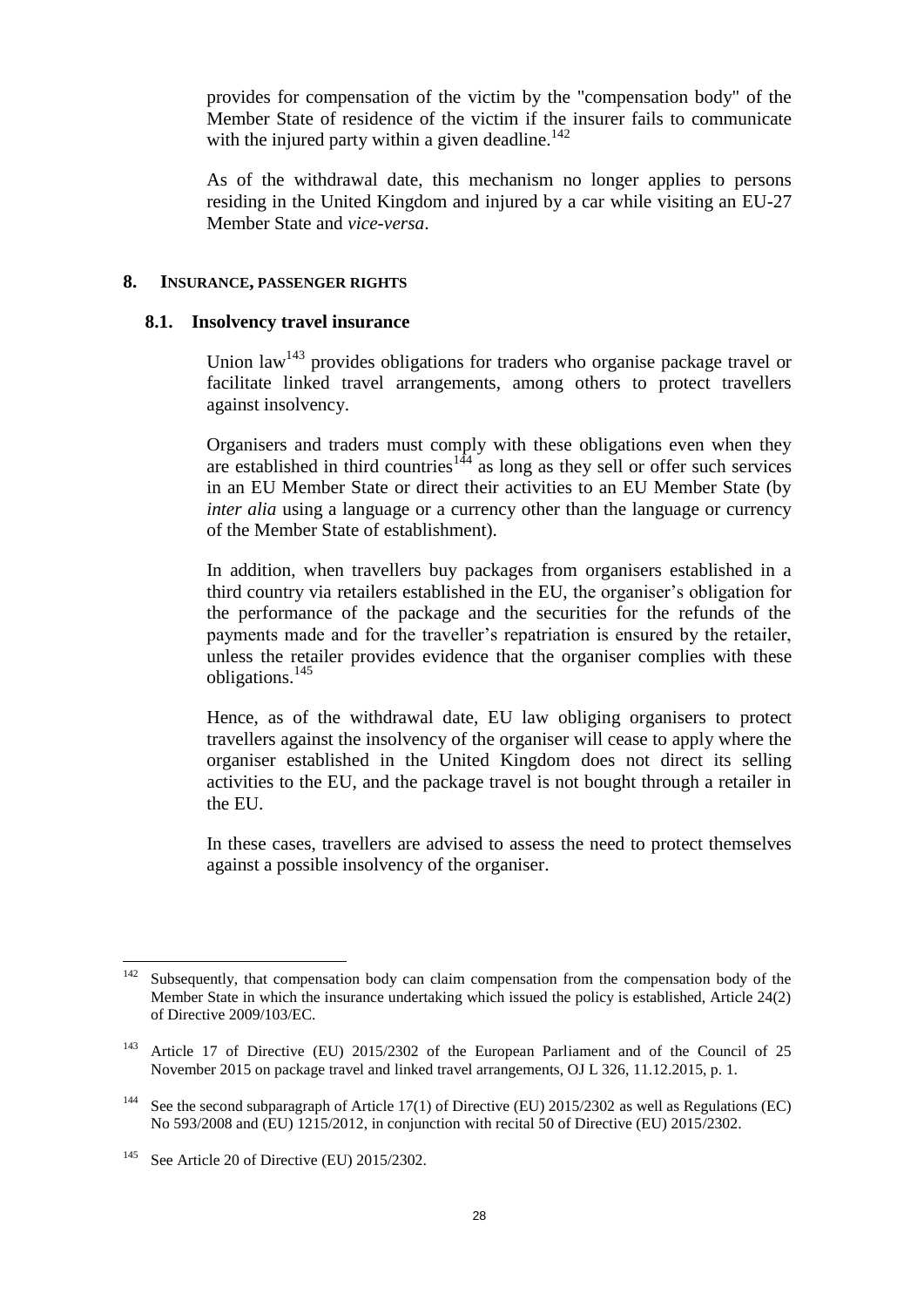provides for compensation of the victim by the "compensation body" of the Member State of residence of the victim if the insurer fails to communicate with the injured party within a given deadline.[142]

As of the withdrawal date, this mechanism no longer applies to persons residing in the United Kingdom and injured by a car while visiting an EU-27 Member State and *vice-versa*.

## 8. INSURANCE, PASSENGER RIGHTS

### 8.1. Insolvency travel insurance

Union law[143] provides obligations for traders who organise package travel or facilitate linked travel arrangements, among others to protect travellers against insolvency.

Organisers and traders must comply with these obligations even when they are established in third countries[144] as long as they sell or offer such services in an EU Member State or direct their activities to an EU Member State (by *inter alia* using a language or a currency other than the language or currency of the Member State of establishment).

In addition, when travellers buy packages from organisers established in a third country via retailers established in the EU, the organiser's obligation for the performance of the package and the securities for the refunds of the payments made and for the traveller's repatriation is ensured by the retailer, unless the retailer provides evidence that the organiser complies with these obligations.[145]

Hence, as of the withdrawal date, EU law obliging organisers to protect travellers against the insolvency of the organiser will cease to apply where the organiser established in the United Kingdom does not direct its selling activities to the EU, and the package travel is not bought through a retailer in the EU.

In these cases, travellers are advised to assess the need to protect themselves against a possible insolvency of the organiser.

---

[142] Subsequently, that compensation body can claim compensation from the compensation body of the Member State in which the insurance undertaking which issued the policy is established, Article 24(2) of Directive 2009/103/EC.

[143] Article 17 of Directive (EU) 2015/2302 of the European Parliament and of the Council of 25 November 2015 on package travel and linked travel arrangements, OJ L 326, 11.12.2015, p. 1.

[144] See the second subparagraph of Article 17(1) of Directive (EU) 2015/2302 as well as Regulations (EC) No 593/2008 and (EU) 1215/2012, in conjunction with recital 50 of Directive (EU) 2015/2302.

[145] See Article 20 of Directive (EU) 2015/2302.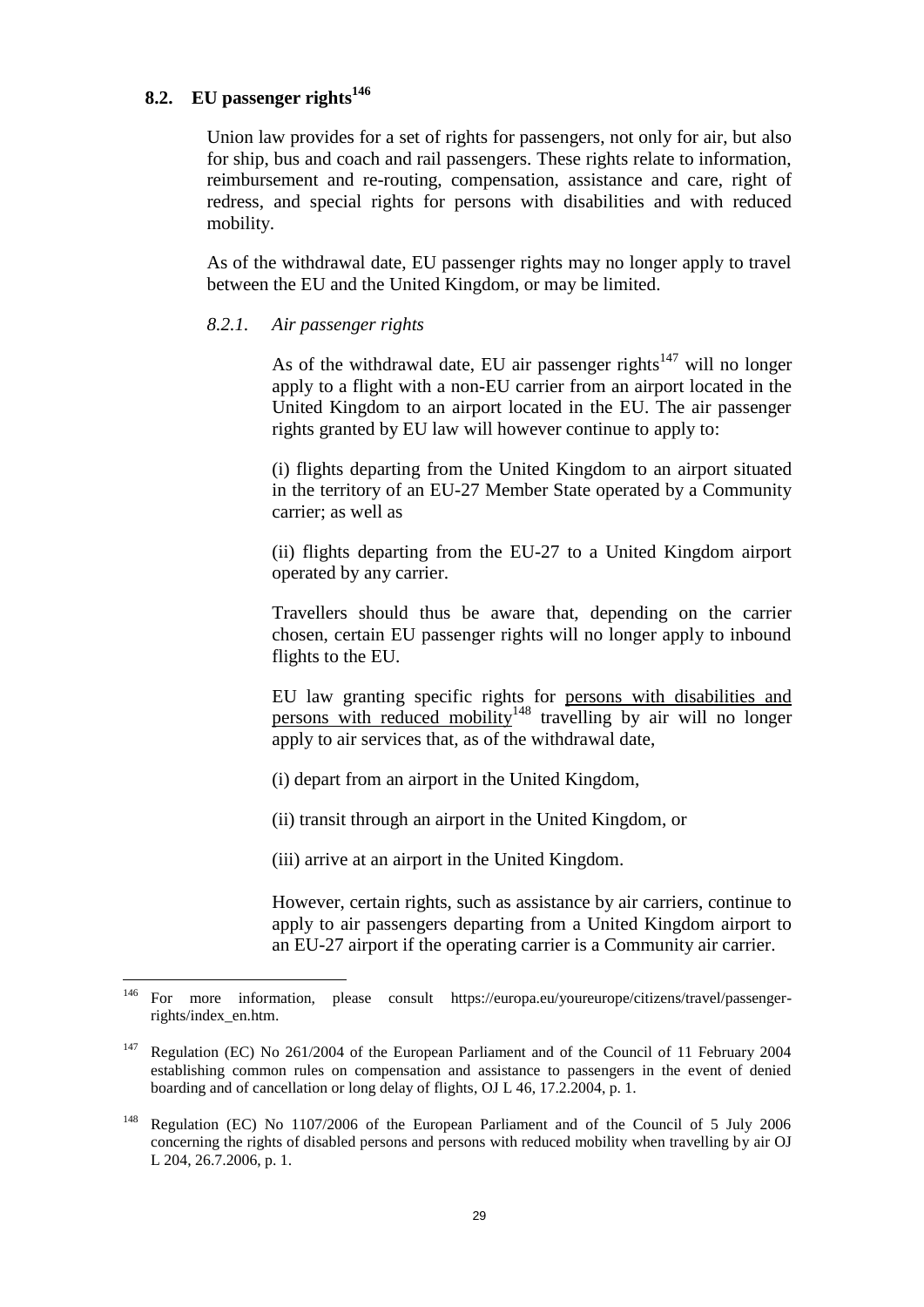## 8.2. EU passenger rights[146]

Union law provides for a set of rights for passengers, not only for air, but also for ship, bus and coach and rail passengers. These rights relate to information, reimbursement and re-routing, compensation, assistance and care, right of redress, and special rights for persons with disabilities and with reduced mobility.

As of the withdrawal date, EU passenger rights may no longer apply to travel between the EU and the United Kingdom, or may be limited.

### *8.2.1. Air passenger rights*

As of the withdrawal date, EU air passenger rights[147] will no longer apply to a flight with a non-EU carrier from an airport located in the United Kingdom to an airport located in the EU. The air passenger rights granted by EU law will however continue to apply to:

(i) flights departing from the United Kingdom to an airport situated in the territory of an EU-27 Member State operated by a Community carrier; as well as

(ii) flights departing from the EU-27 to a United Kingdom airport operated by any carrier.

Travellers should thus be aware that, depending on the carrier chosen, certain EU passenger rights will no longer apply to inbound flights to the EU.

EU law granting specific rights for persons with disabilities and persons with reduced mobility[148] travelling by air will no longer apply to air services that, as of the withdrawal date,

(i) depart from an airport in the United Kingdom,

(ii) transit through an airport in the United Kingdom, or

(iii) arrive at an airport in the United Kingdom.

However, certain rights, such as assistance by air carriers, continue to apply to air passengers departing from a United Kingdom airport to an EU-27 airport if the operating carrier is a Community air carrier.

---

[146] For more information, please consult https://europa.eu/youreurope/citizens/travel/passenger-rights/index_en.htm.

[147] Regulation (EC) No 261/2004 of the European Parliament and of the Council of 11 February 2004 establishing common rules on compensation and assistance to passengers in the event of denied boarding and of cancellation or long delay of flights, OJ L 46, 17.2.2004, p. 1.

[148] Regulation (EC) No 1107/2006 of the European Parliament and of the Council of 5 July 2006 concerning the rights of disabled persons and persons with reduced mobility when travelling by air OJ L 204, 26.7.2006, p. 1.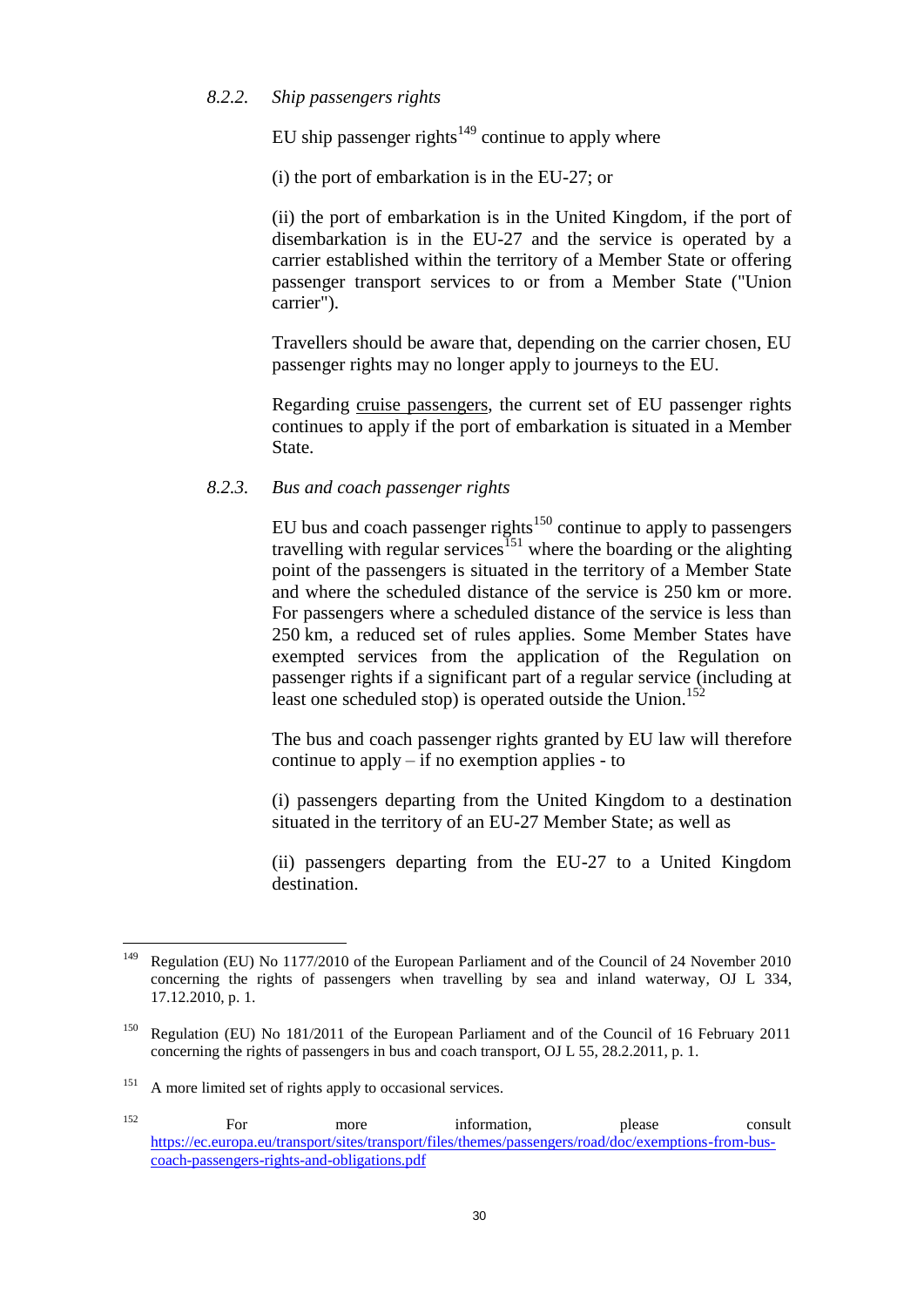#### *8.2.2. Ship passengers rights*

EU ship passenger rights[149] continue to apply where

(i) the port of embarkation is in the EU-27; or

(ii) the port of embarkation is in the United Kingdom, if the port of disembarkation is in the EU-27 and the service is operated by a carrier established within the territory of a Member State or offering passenger transport services to or from a Member State ("Union carrier").

Travellers should be aware that, depending on the carrier chosen, EU passenger rights may no longer apply to journeys to the EU.

Regarding cruise passengers, the current set of EU passenger rights continues to apply if the port of embarkation is situated in a Member State.

#### *8.2.3. Bus and coach passenger rights*

EU bus and coach passenger rights[150] continue to apply to passengers travelling with regular services[151] where the boarding or the alighting point of the passengers is situated in the territory of a Member State and where the scheduled distance of the service is 250 km or more. For passengers where a scheduled distance of the service is less than 250 km, a reduced set of rules applies. Some Member States have exempted services from the application of the Regulation on passenger rights if a significant part of a regular service (including at least one scheduled stop) is operated outside the Union.[152]

The bus and coach passenger rights granted by EU law will therefore continue to apply – if no exemption applies - to

(i) passengers departing from the United Kingdom to a destination situated in the territory of an EU-27 Member State; as well as

(ii) passengers departing from the EU-27 to a United Kingdom destination.

---

[149] Regulation (EU) No 1177/2010 of the European Parliament and of the Council of 24 November 2010 concerning the rights of passengers when travelling by sea and inland waterway, OJ L 334, 17.12.2010, p. 1.

[150] Regulation (EU) No 181/2011 of the European Parliament and of the Council of 16 February 2011 concerning the rights of passengers in bus and coach transport, OJ L 55, 28.2.2011, p. 1.

[151] A more limited set of rights apply to occasional services.

[152] For more information, please consult https://ec.europa.eu/transport/sites/transport/files/themes/passengers/road/doc/exemptions-from-bus-coach-passengers-rights-and-obligations.pdf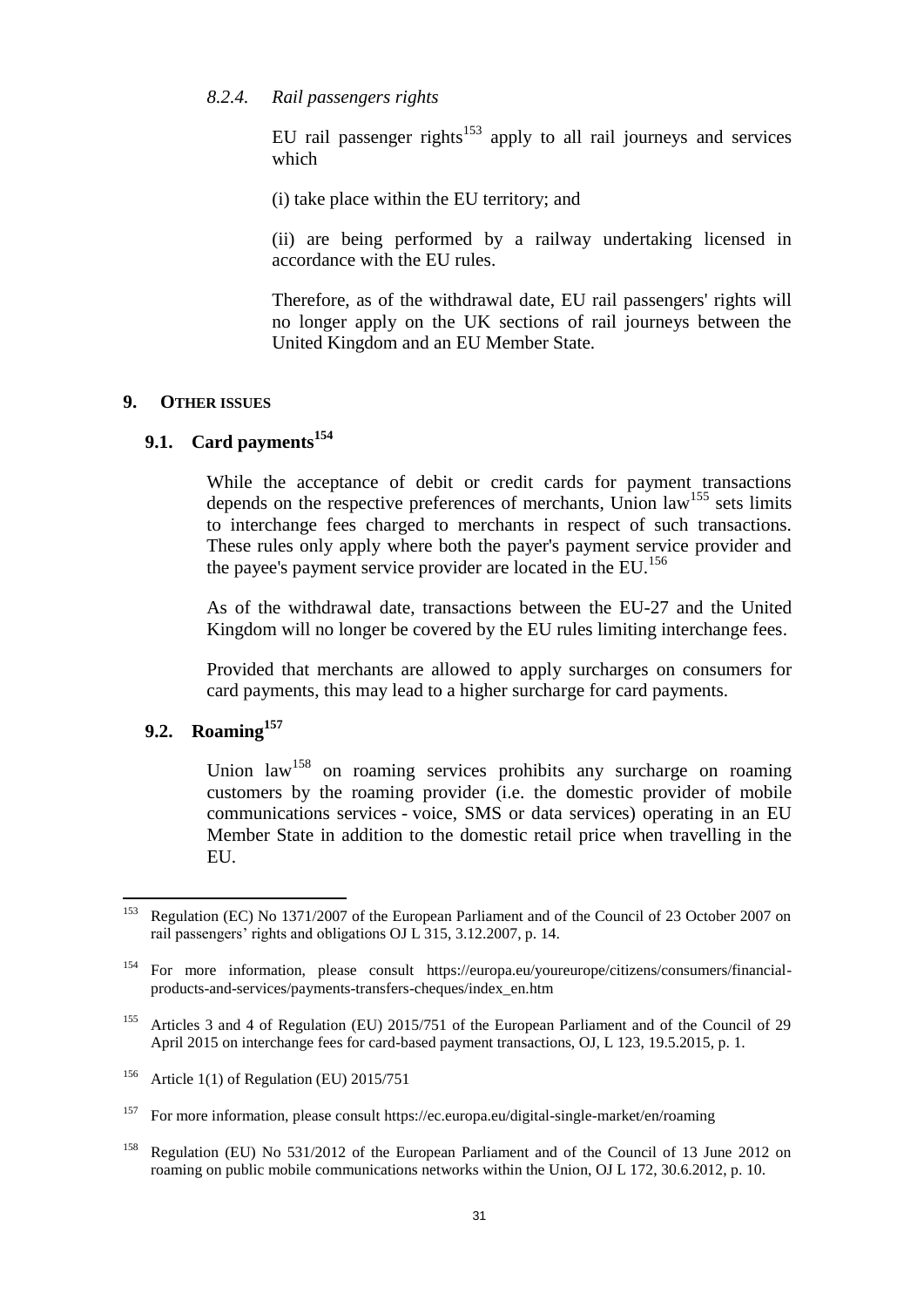#### *8.2.4. Rail passengers rights*

EU rail passenger rights[153] apply to all rail journeys and services which

(i) take place within the EU territory; and

(ii) are being performed by a railway undertaking licensed in accordance with the EU rules.

Therefore, as of the withdrawal date, EU rail passengers' rights will no longer apply on the UK sections of rail journeys between the United Kingdom and an EU Member State.

## 9. OTHER ISSUES

### 9.1. Card payments[154]

While the acceptance of debit or credit cards for payment transactions depends on the respective preferences of merchants, Union law[155] sets limits to interchange fees charged to merchants in respect of such transactions. These rules only apply where both the payer's payment service provider and the payee's payment service provider are located in the EU.[156]

As of the withdrawal date, transactions between the EU-27 and the United Kingdom will no longer be covered by the EU rules limiting interchange fees.

Provided that merchants are allowed to apply surcharges on consumers for card payments, this may lead to a higher surcharge for card payments.

### 9.2. Roaming[157]

Union law[158] on roaming services prohibits any surcharge on roaming customers by the roaming provider (i.e. the domestic provider of mobile communications services - voice, SMS or data services) operating in an EU Member State in addition to the domestic retail price when travelling in the EU.

---

[153] Regulation (EC) No 1371/2007 of the European Parliament and of the Council of 23 October 2007 on rail passengers' rights and obligations OJ L 315, 3.12.2007, p. 14.

[154] For more information, please consult https://europa.eu/youreurope/citizens/consumers/financial-products-and-services/payments-transfers-cheques/index_en.htm

[155] Articles 3 and 4 of Regulation (EU) 2015/751 of the European Parliament and of the Council of 29 April 2015 on interchange fees for card-based payment transactions, OJ, L 123, 19.5.2015, p. 1.

[156] Article 1(1) of Regulation (EU) 2015/751

[157] For more information, please consult https://ec.europa.eu/digital-single-market/en/roaming

[158] Regulation (EU) No 531/2012 of the European Parliament and of the Council of 13 June 2012 on roaming on public mobile communications networks within the Union, OJ L 172, 30.6.2012, p. 10.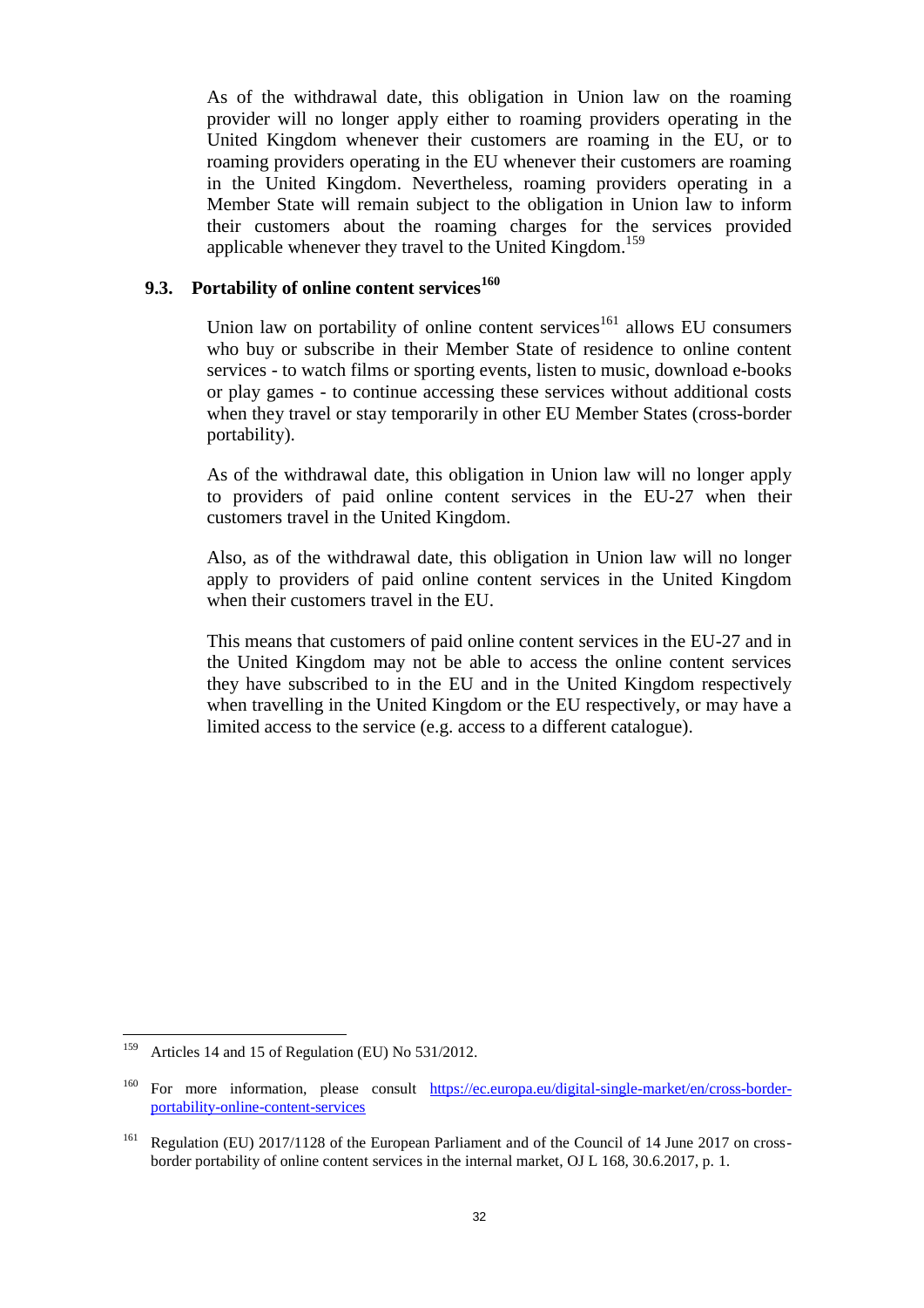As of the withdrawal date, this obligation in Union law on the roaming provider will no longer apply either to roaming providers operating in the United Kingdom whenever their customers are roaming in the EU, or to roaming providers operating in the EU whenever their customers are roaming in the United Kingdom. Nevertheless, roaming providers operating in a Member State will remain subject to the obligation in Union law to inform their customers about the roaming charges for the services provided applicable whenever they travel to the United Kingdom.[159]

### 9.3. Portability of online content services[160]

Union law on portability of online content services[161] allows EU consumers who buy or subscribe in their Member State of residence to online content services - to watch films or sporting events, listen to music, download e-books or play games - to continue accessing these services without additional costs when they travel or stay temporarily in other EU Member States (cross-border portability).

As of the withdrawal date, this obligation in Union law will no longer apply to providers of paid online content services in the EU-27 when their customers travel in the United Kingdom.

Also, as of the withdrawal date, this obligation in Union law will no longer apply to providers of paid online content services in the United Kingdom when their customers travel in the EU.

This means that customers of paid online content services in the EU-27 and in the United Kingdom may not be able to access the online content services they have subscribed to in the EU and in the United Kingdom respectively when travelling in the United Kingdom or the EU respectively, or may have a limited access to the service (e.g. access to a different catalogue).

---

[159] Articles 14 and 15 of Regulation (EU) No 531/2012.

[160] For more information, please consult https://ec.europa.eu/digital-single-market/en/cross-border-portability-online-content-services

[161] Regulation (EU) 2017/1128 of the European Parliament and of the Council of 14 June 2017 on cross-border portability of online content services in the internal market, OJ L 168, 30.6.2017, p. 1.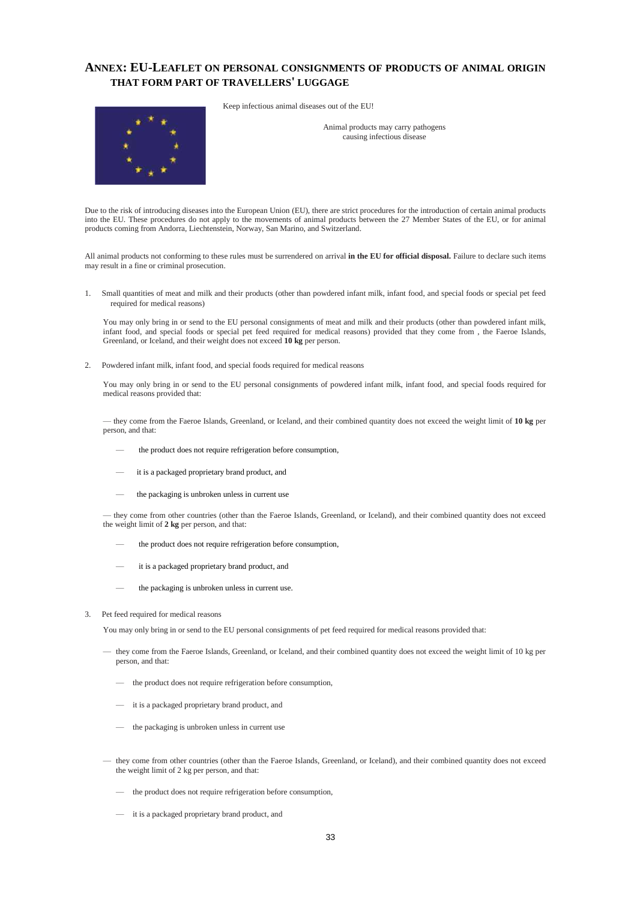## ANNEX: EU-LEAFLET ON PERSONAL CONSIGNMENTS OF PRODUCTS OF ANIMAL ORIGIN THAT FORM PART OF TRAVELLERS' LUGGAGE

Keep infectious animal diseases out of the EU!

Animal products may carry pathogens causing infectious disease

Due to the risk of introducing diseases into the European Union (EU), there are strict procedures for the introduction of certain animal products into the EU. These procedures do not apply to the movements of animal products between the 27 Member States of the EU, or for animal products coming from Andorra, Liechtenstein, Norway, San Marino, and Switzerland.

All animal products not conforming to these rules must be surrendered on arrival **in the EU for official disposal.** Failure to declare such items may result in a fine or criminal prosecution.

1. Small quantities of meat and milk and their products (other than powdered infant milk, infant food, and special foods or special pet feed required for medical reasons)

   You may only bring in or send to the EU personal consignments of meat and milk and their products (other than powdered infant milk, infant food, and special foods or special pet feed required for medical reasons) provided that they come from , the Faeroe Islands, Greenland, or Iceland, and their weight does not exceed **10 kg** per person.

2. Powdered infant milk, infant food, and special foods required for medical reasons

   You may only bring in or send to the EU personal consignments of powdered infant milk, infant food, and special foods required for medical reasons provided that:

   — they come from the Faeroe Islands, Greenland, or Iceland, and their combined quantity does not exceed the weight limit of **10 kg** per person, and that:

   — the product does not require refrigeration before consumption,

   — it is a packaged proprietary brand product, and

   — the packaging is unbroken unless in current use

   — they come from other countries (other than the Faeroe Islands, Greenland, or Iceland), and their combined quantity does not exceed the weight limit of **2 kg** per person, and that:

   — the product does not require refrigeration before consumption,

   — it is a packaged proprietary brand product, and

   — the packaging is unbroken unless in current use.

3. Pet feed required for medical reasons

   You may only bring in or send to the EU personal consignments of pet feed required for medical reasons provided that:

   — they come from the Faeroe Islands, Greenland, or Iceland, and their combined quantity does not exceed the weight limit of 10 kg per person, and that:

   — the product does not require refrigeration before consumption,

   — it is a packaged proprietary brand product, and

   — the packaging is unbroken unless in current use

   — they come from other countries (other than the Faeroe Islands, Greenland, or Iceland), and their combined quantity does not exceed the weight limit of 2 kg per person, and that:

   — the product does not require refrigeration before consumption,

   — it is a packaged proprietary brand product, and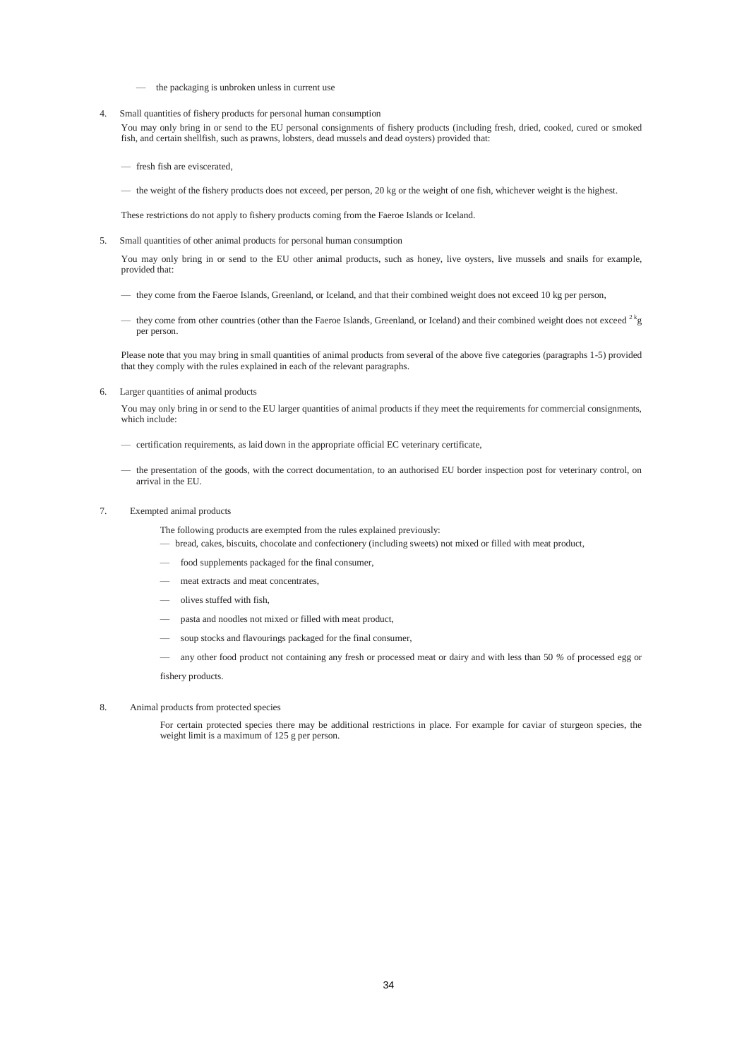— the packaging is unbroken unless in current use

4. Small quantities of fishery products for personal human consumption

You may only bring in or send to the EU personal consignments of fishery products (including fresh, dried, cooked, cured or smoked fish, and certain shellfish, such as prawns, lobsters, dead mussels and dead oysters) provided that:

— fresh fish are eviscerated,

— the weight of the fishery products does not exceed, per person, 20 kg or the weight of one fish, whichever weight is the highest.

These restrictions do not apply to fishery products coming from the Faeroe Islands or Iceland.

5. Small quantities of other animal products for personal human consumption

You may only bring in or send to the EU other animal products, such as honey, live oysters, live mussels and snails for example, provided that:

— they come from the Faeroe Islands, Greenland, or Iceland, and that their combined weight does not exceed 10 kg per person,

— they come from other countries (other than the Faeroe Islands, Greenland, or Iceland) and their combined weight does not exceed 2 kg per person.

Please note that you may bring in small quantities of animal products from several of the above five categories (paragraphs 1-5) provided that they comply with the rules explained in each of the relevant paragraphs.

6. Larger quantities of animal products

You may only bring in or send to the EU larger quantities of animal products if they meet the requirements for commercial consignments, which include:

— certification requirements, as laid down in the appropriate official EC veterinary certificate,

— the presentation of the goods, with the correct documentation, to an authorised EU border inspection post for veterinary control, on arrival in the EU.

7. Exempted animal products

The following products are exempted from the rules explained previously:

— bread, cakes, biscuits, chocolate and confectionery (including sweets) not mixed or filled with meat product,

— food supplements packaged for the final consumer,

— meat extracts and meat concentrates,

— olives stuffed with fish,

— pasta and noodles not mixed or filled with meat product,

— soup stocks and flavourings packaged for the final consumer,

— any other food product not containing any fresh or processed meat or dairy and with less than 50 % of processed egg or fishery products.

8. Animal products from protected species

For certain protected species there may be additional restrictions in place. For example for caviar of sturgeon species, the weight limit is a maximum of 125 g per person.